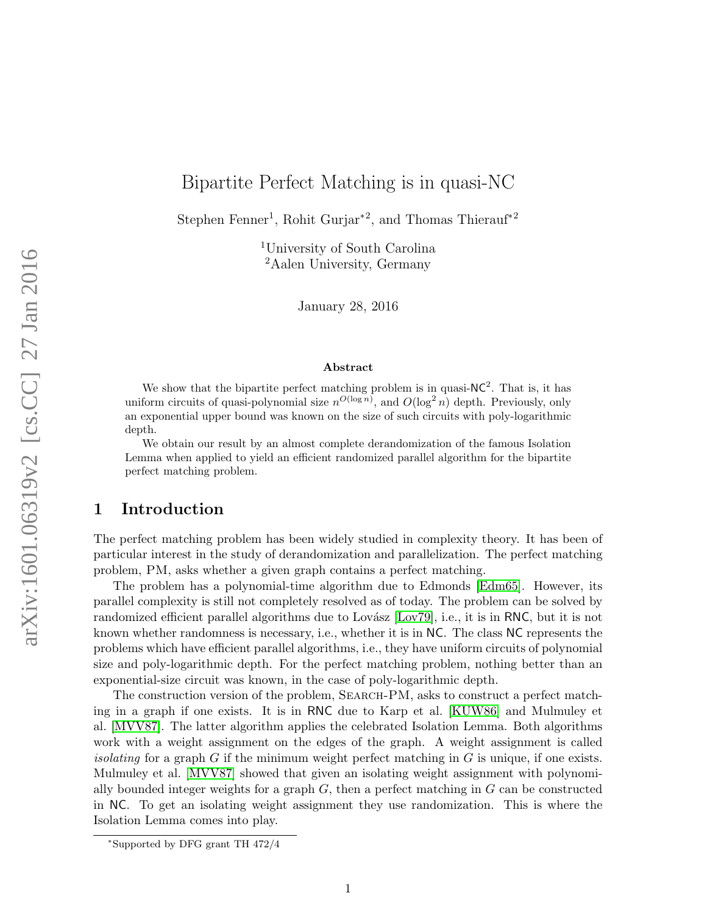# Bipartite Perfect Matching is in quasi-NC

Stephen Fenner[1], Rohit Gurjar[*2], and Thomas Thierauf[*2]

[1]University of South Carolina
[2]Aalen University, Germany

January 28, 2016

### Abstract

We show that the bipartite perfect matching problem is in quasi-$\mathsf{NC}^2$. That is, it has uniform circuits of quasi-polynomial size $n^{O(\log n)}$, and $O(\log^2 n)$ depth. Previously, only an exponential upper bound was known on the size of such circuits with poly-logarithmic depth.

We obtain our result by an almost complete derandomization of the famous Isolation Lemma when applied to yield an efficient randomized parallel algorithm for the bipartite perfect matching problem.

## 1 Introduction

The perfect matching problem has been widely studied in complexity theory. It has been of particular interest in the study of derandomization and parallelization. The perfect matching problem, PM, asks whether a given graph contains a perfect matching.

The problem has a polynomial-time algorithm due to Edmonds [Edm65]. However, its parallel complexity is still not completely resolved as of today. The problem can be solved by randomized efficient parallel algorithms due to Lovász [Lov79], i.e., it is in $\mathsf{RNC}$, but it is not known whether randomness is necessary, i.e., whether it is in $\mathsf{NC}$. The class $\mathsf{NC}$ represents the problems which have efficient parallel algorithms, i.e., they have uniform circuits of polynomial size and poly-logarithmic depth. For the perfect matching problem, nothing better than an exponential-size circuit was known, in the case of poly-logarithmic depth.

The construction version of the problem, Search-PM, asks to construct a perfect matching in a graph if one exists. It is in $\mathsf{RNC}$ due to Karp et al. [KUW86] and Mulmuley et al. [MVV87]. The latter algorithm applies the celebrated Isolation Lemma. Both algorithms work with a weight assignment on the edges of the graph. A weight assignment is called *isolating* for a graph $G$ if the minimum weight perfect matching in $G$ is unique, if one exists. Mulmuley et al. [MVV87] showed that given an isolating weight assignment with polynomially bounded integer weights for a graph $G$, then a perfect matching in $G$ can be constructed in $\mathsf{NC}$. To get an isolating weight assignment they use randomization. This is where the Isolation Lemma comes into play.

*Supported by DFG grant TH 472/4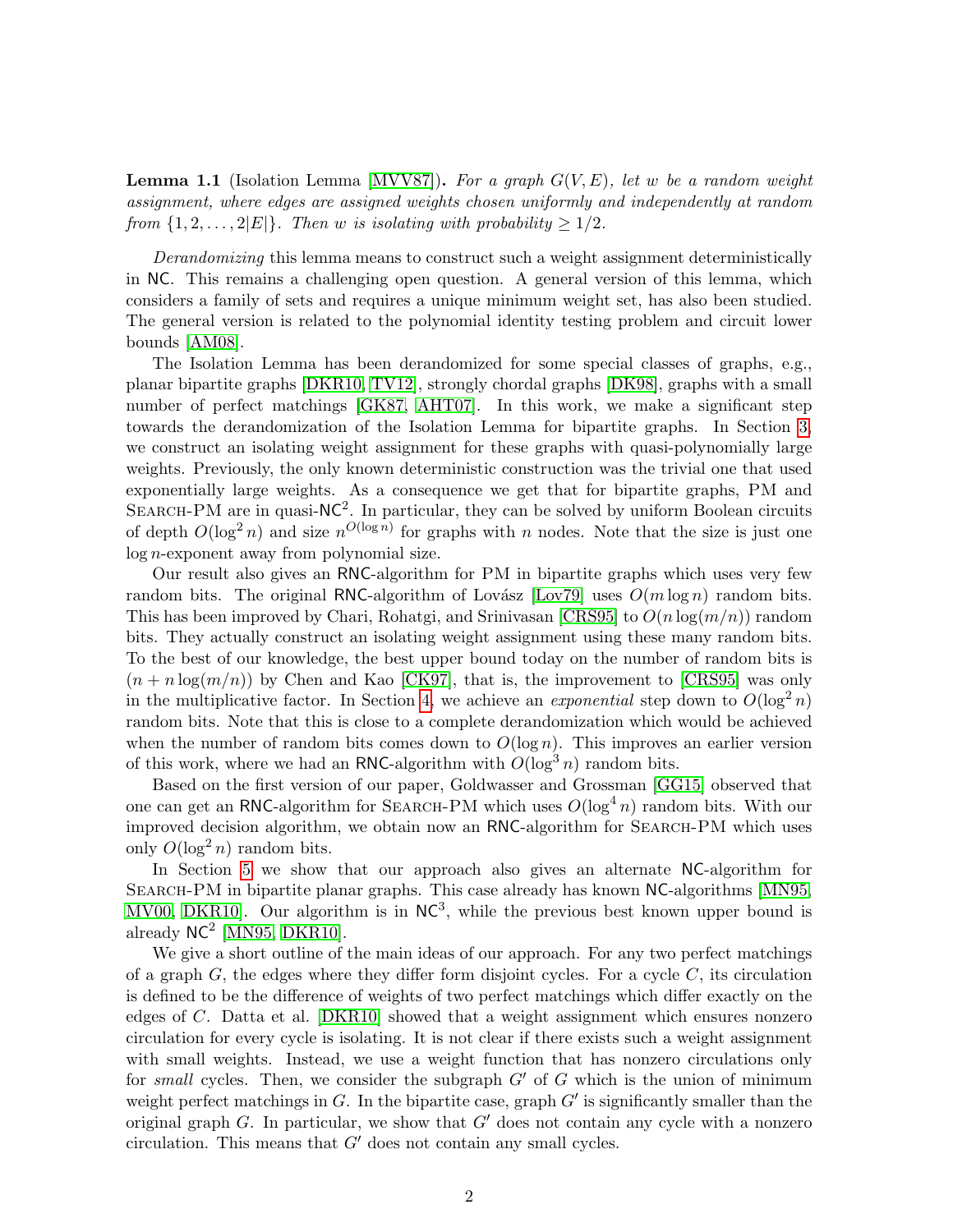**Lemma 1.1** (Isolation Lemma [MVV87]). *For a graph $G(V, E)$, let $w$ be a random weight assignment, where edges are assigned weights chosen uniformly and independently at random from $\{1, 2, \ldots, 2|E|\}$. Then $w$ is isolating with probability $\geq 1/2$.*

*Derandomizing* this lemma means to construct such a weight assignment deterministically in NC. This remains a challenging open question. A general version of this lemma, which considers a family of sets and requires a unique minimum weight set, has also been studied. The general version is related to the polynomial identity testing problem and circuit lower bounds [AM08].

The Isolation Lemma has been derandomized for some special classes of graphs, e.g., planar bipartite graphs [DKR10, TV12], strongly chordal graphs [DK98], graphs with a small number of perfect matchings [GK87, AHT07]. In this work, we make a significant step towards the derandomization of the Isolation Lemma for bipartite graphs. In Section 3, we construct an isolating weight assignment for these graphs with quasi-polynomially large weights. Previously, the only known deterministic construction was the trivial one that used exponentially large weights. As a consequence we get that for bipartite graphs, PM and Search-PM are in quasi-$\mathsf{NC}^2$. In particular, they can be solved by uniform Boolean circuits of depth $O(\log^2 n)$ and size $n^{O(\log n)}$ for graphs with $n$ nodes. Note that the size is just one $\log n$-exponent away from polynomial size.

Our result also gives an RNC-algorithm for PM in bipartite graphs which uses very few random bits. The original RNC-algorithm of Lovász [Lov79] uses $O(m \log n)$ random bits. This has been improved by Chari, Rohatgi, and Srinivasan [CRS95] to $O(n \log(m/n))$ random bits. They actually construct an isolating weight assignment using these many random bits. To the best of our knowledge, the best upper bound today on the number of random bits is $(n + n \log(m/n))$ by Chen and Kao [CK97], that is, the improvement to [CRS95] was only in the multiplicative factor. In Section 4, we achieve an *exponential* step down to $O(\log^2 n)$ random bits. Note that this is close to a complete derandomization which would be achieved when the number of random bits comes down to $O(\log n)$. This improves an earlier version of this work, where we had an RNC-algorithm with $O(\log^3 n)$ random bits.

Based on the first version of our paper, Goldwasser and Grossman [GG15] observed that one can get an RNC-algorithm for Search-PM which uses $O(\log^4 n)$ random bits. With our improved decision algorithm, we obtain now an RNC-algorithm for Search-PM which uses only $O(\log^2 n)$ random bits.

In Section 5 we show that our approach also gives an alternate NC-algorithm for Search-PM in bipartite planar graphs. This case already has known NC-algorithms [MN95, MV00, DKR10]. Our algorithm is in $\mathsf{NC}^3$, while the previous best known upper bound is already $\mathsf{NC}^2$ [MN95, DKR10].

We give a short outline of the main ideas of our approach. For any two perfect matchings of a graph $G$, the edges where they differ form disjoint cycles. For a cycle $C$, its circulation is defined to be the difference of weights of two perfect matchings which differ exactly on the edges of $C$. Datta et al. [DKR10] showed that a weight assignment which ensures nonzero circulation for every cycle is isolating. It is not clear if there exists such a weight assignment with small weights. Instead, we use a weight function that has nonzero circulations only for *small* cycles. Then, we consider the subgraph $G'$ of $G$ which is the union of minimum weight perfect matchings in $G$. In the bipartite case, graph $G'$ is significantly smaller than the original graph $G$. In particular, we show that $G'$ does not contain any cycle with a nonzero circulation. This means that $G'$ does not contain any small cycles.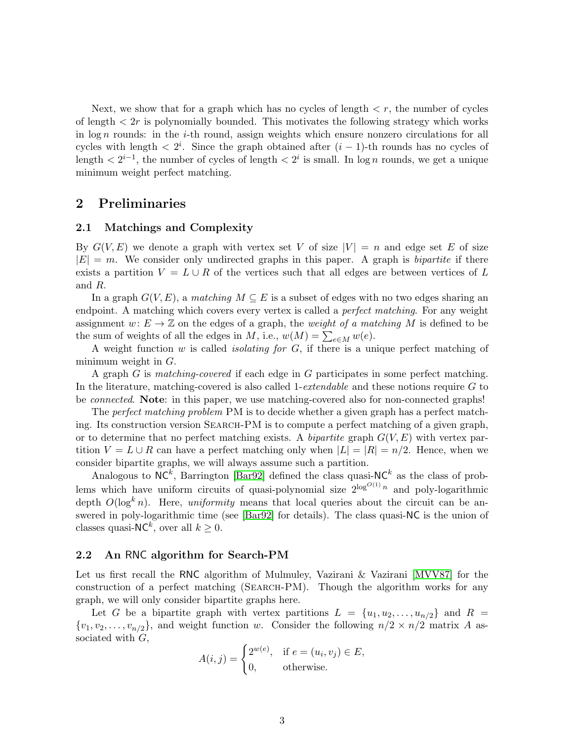Next, we show that for a graph which has no cycles of length $< r$, the number of cycles of length $< 2r$ is polynomially bounded. This motivates the following strategy which works in $\log n$ rounds: in the $i$-th round, assign weights which ensure nonzero circulations for all cycles with length $< 2^i$. Since the graph obtained after $(i-1)$-th rounds has no cycles of length $< 2^{i-1}$, the number of cycles of length $< 2^i$ is small. In $\log n$ rounds, we get a unique minimum weight perfect matching.

## 2 Preliminaries

### 2.1 Matchings and Complexity

By $G(V, E)$ we denote a graph with vertex set $V$ of size $|V| = n$ and edge set $E$ of size $|E| = m$. We consider only undirected graphs in this paper. A graph is *bipartite* if there exists a partition $V = L \cup R$ of the vertices such that all edges are between vertices of $L$ and $R$.

In a graph $G(V, E)$, a *matching* $M \subseteq E$ is a subset of edges with no two edges sharing an endpoint. A matching which covers every vertex is called a *perfect matching*. For any weight assignment $w : E \to \mathbb{Z}$ on the edges of a graph, the *weight of a matching* $M$ is defined to be the sum of weights of all the edges in $M$, i.e., $w(M) = \sum_{e \in M} w(e)$.

A weight function $w$ is called *isolating for* $G$, if there is a unique perfect matching of minimum weight in $G$.

A graph $G$ is *matching-covered* if each edge in $G$ participates in some perfect matching. In the literature, matching-covered is also called 1-*extendable* and these notions require $G$ to be *connected*. **Note**: in this paper, we use matching-covered also for non-connected graphs!

The *perfect matching problem* PM is to decide whether a given graph has a perfect matching. Its construction version Search-PM is to compute a perfect matching of a given graph, or to determine that no perfect matching exists. A *bipartite* graph $G(V, E)$ with vertex partition $V = L \cup R$ can have a perfect matching only when $|L| = |R| = n/2$. Hence, when we consider bipartite graphs, we will always assume such a partition.

Analogous to $\mathsf{NC}^k$, Barrington [Bar92] defined the class quasi-$\mathsf{NC}^k$ as the class of problems which have uniform circuits of quasi-polynomial size $2^{\log^{O(1)} n}$ and poly-logarithmic depth $O(\log^k n)$. Here, *uniformity* means that local queries about the circuit can be answered in poly-logarithmic time (see [Bar92] for details). The class quasi-$\mathsf{NC}$ is the union of classes quasi-$\mathsf{NC}^k$, over all $k \geq 0$.

### 2.2 An RNC algorithm for Search-PM

Let us first recall the $\mathsf{RNC}$ algorithm of Mulmuley, Vazirani & Vazirani [MVV87] for the construction of a perfect matching (Search-PM). Though the algorithm works for any graph, we will only consider bipartite graphs here.

Let $G$ be a bipartite graph with vertex partitions $L = \{u_1, u_2, \ldots, u_{n/2}\}$ and $R = \{v_1, v_2, \ldots, v_{n/2}\}$, and weight function $w$. Consider the following $n/2 \times n/2$ matrix $A$ associated with $G$,

$$A(i, j) = \begin{cases} 2^{w(e)}, & \text{if } e = (u_i, v_j) \in E, \\ 0, & \text{otherwise.} \end{cases}$$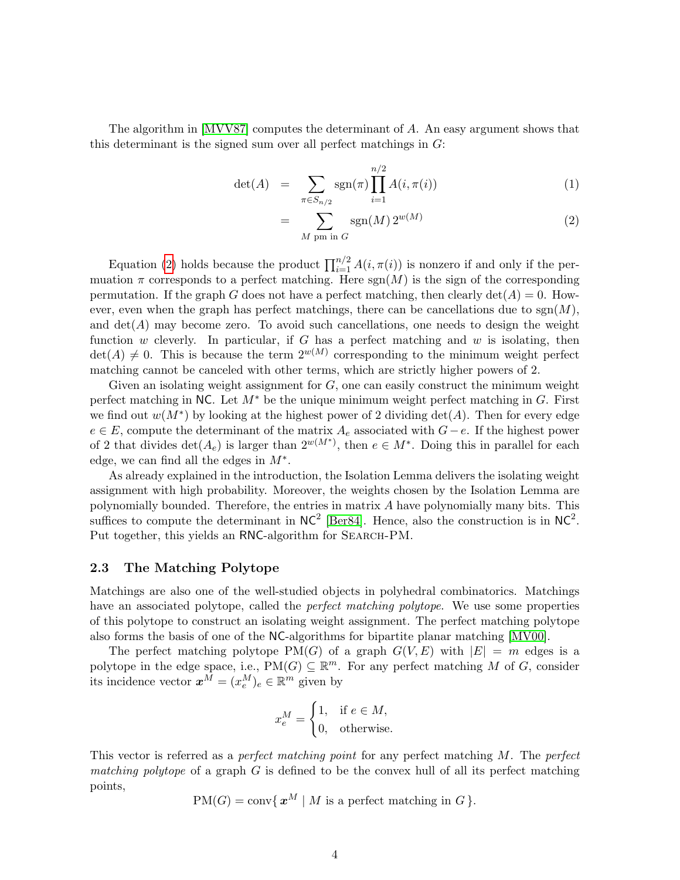The algorithm in [MVV87] computes the determinant of $A$. An easy argument shows that this determinant is the signed sum over all perfect matchings in $G$:

$$\det(A) = \sum_{\pi \in S_{n/2}} \operatorname{sgn}(\pi) \prod_{i=1}^{n/2} A(i, \pi(i)) \tag{1}$$

$$= \sum_{M \text{ pm in } G} \operatorname{sgn}(M)\, 2^{w(M)} \tag{2}$$

Equation (2) holds because the product $\prod_{i=1}^{n/2} A(i, \pi(i))$ is nonzero if and only if the permuation $\pi$ corresponds to a perfect matching. Here $\operatorname{sgn}(M)$ is the sign of the corresponding permutation. If the graph $G$ does not have a perfect matching, then clearly $\det(A) = 0$. However, even when the graph has perfect matchings, there can be cancellations due to $\operatorname{sgn}(M)$, and $\det(A)$ may become zero. To avoid such cancellations, one needs to design the weight function $w$ cleverly. In particular, if $G$ has a perfect matching and $w$ is isolating, then $\det(A) \neq 0$. This is because the term $2^{w(M)}$ corresponding to the minimum weight perfect matching cannot be canceled with other terms, which are strictly higher powers of 2.

Given an isolating weight assignment for $G$, one can easily construct the minimum weight perfect matching in NC. Let $M^*$ be the unique minimum weight perfect matching in $G$. First we find out $w(M^*)$ by looking at the highest power of 2 dividing $\det(A)$. Then for every edge $e \in E$, compute the determinant of the matrix $A_e$ associated with $G - e$. If the highest power of 2 that divides $\det(A_e)$ is larger than $2^{w(M^*)}$, then $e \in M^*$. Doing this in parallel for each edge, we can find all the edges in $M^*$.

As already explained in the introduction, the Isolation Lemma delivers the isolating weight assignment with high probability. Moreover, the weights chosen by the Isolation Lemma are polynomially bounded. Therefore, the entries in matrix $A$ have polynomially many bits. This suffices to compute the determinant in $\mathsf{NC}^2$ [Ber84]. Hence, also the construction is in $\mathsf{NC}^2$. Put together, this yields an RNC-algorithm for Search-PM.

### 2.3 The Matching Polytope

Matchings are also one of the well-studied objects in polyhedral combinatorics. Matchings have an associated polytope, called the *perfect matching polytope*. We use some properties of this polytope to construct an isolating weight assignment. The perfect matching polytope also forms the basis of one of the NC-algorithms for bipartite planar matching [MV00].

The perfect matching polytope $\mathrm{PM}(G)$ of a graph $G(V, E)$ with $|E| = m$ edges is a polytope in the edge space, i.e., $\mathrm{PM}(G) \subseteq \mathbb{R}^m$. For any perfect matching $M$ of $G$, consider its incidence vector $\boldsymbol{x}^M = (x_e^M)_e \in \mathbb{R}^m$ given by

$$x_e^M = \begin{cases} 1, & \text{if } e \in M, \\ 0, & \text{otherwise.} \end{cases}$$

This vector is referred as a *perfect matching point* for any perfect matching $M$. The *perfect matching polytope* of a graph $G$ is defined to be the convex hull of all its perfect matching points,

$$\mathrm{PM}(G) = \operatorname{conv}\{\, \boldsymbol{x}^M \mid M \text{ is a perfect matching in } G \,\}.$$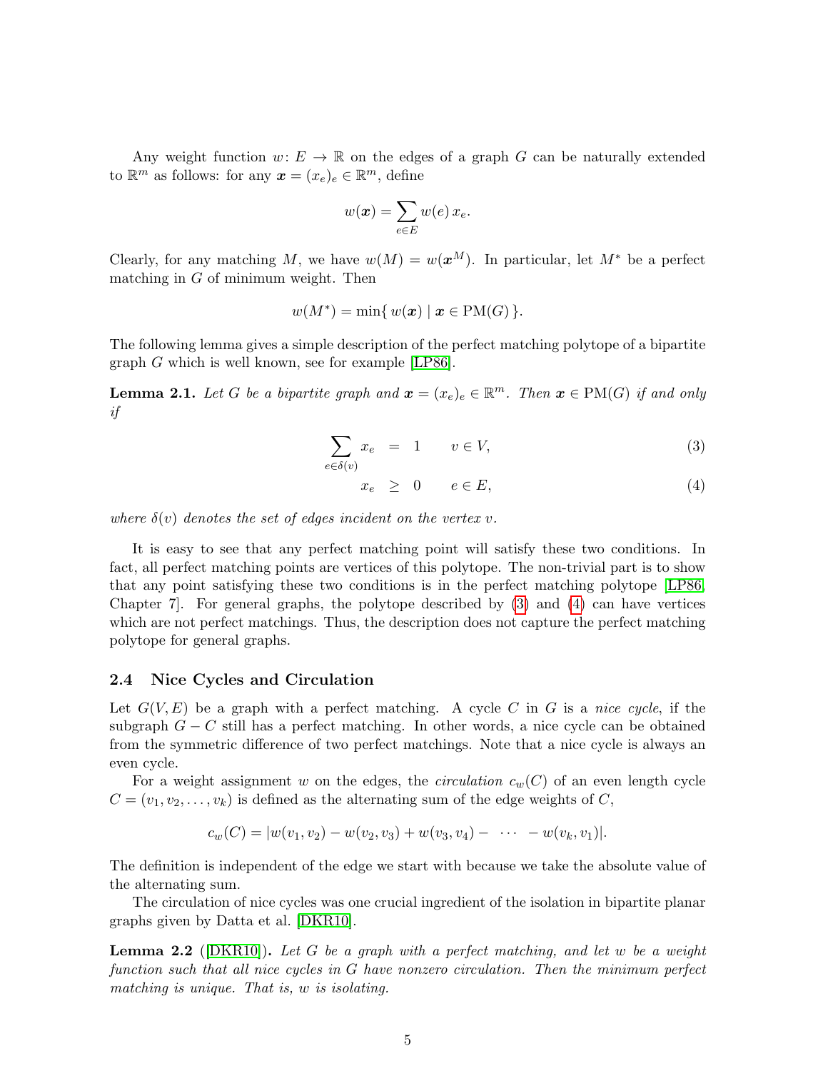Any weight function $w \colon E \to \mathbb{R}$ on the edges of a graph $G$ can be naturally extended to $\mathbb{R}^m$ as follows: for any $\boldsymbol{x} = (x_e)_e \in \mathbb{R}^m$, define

$$w(\boldsymbol{x}) = \sum_{e \in E} w(e)\, x_e.$$

Clearly, for any matching $M$, we have $w(M) = w(\boldsymbol{x}^M)$. In particular, let $M^*$ be a perfect matching in $G$ of minimum weight. Then

$$w(M^*) = \min\{\, w(\boldsymbol{x}) \mid \boldsymbol{x} \in \mathrm{PM}(G) \,\}.$$

The following lemma gives a simple description of the perfect matching polytope of a bipartite graph $G$ which is well known, see for example [LP86].

**Lemma 2.1.** *Let $G$ be a bipartite graph and $\boldsymbol{x} = (x_e)_e \in \mathbb{R}^m$. Then $\boldsymbol{x} \in \mathrm{PM}(G)$ if and only if*

$$\sum_{e \in \delta(v)} x_e \;=\; 1 \qquad v \in V, \tag{3}$$

$$x_e \;\geq\; 0 \qquad e \in E, \tag{4}$$

*where $\delta(v)$ denotes the set of edges incident on the vertex $v$.*

It is easy to see that any perfect matching point will satisfy these two conditions. In fact, all perfect matching points are vertices of this polytope. The non-trivial part is to show that any point satisfying these two conditions is in the perfect matching polytope [LP86, Chapter 7]. For general graphs, the polytope described by (3) and (4) can have vertices which are not perfect matchings. Thus, the description does not capture the perfect matching polytope for general graphs.

### 2.4 Nice Cycles and Circulation

Let $G(V, E)$ be a graph with a perfect matching. A cycle $C$ in $G$ is a *nice cycle*, if the subgraph $G - C$ still has a perfect matching. In other words, a nice cycle can be obtained from the symmetric difference of two perfect matchings. Note that a nice cycle is always an even cycle.

For a weight assignment $w$ on the edges, the *circulation* $c_w(C)$ of an even length cycle $C = (v_1, v_2, \ldots, v_k)$ is defined as the alternating sum of the edge weights of $C$,

$$c_w(C) = |w(v_1, v_2) - w(v_2, v_3) + w(v_3, v_4) - \;\cdots\; - w(v_k, v_1)|.$$

The definition is independent of the edge we start with because we take the absolute value of the alternating sum.

The circulation of nice cycles was one crucial ingredient of the isolation in bipartite planar graphs given by Datta et al. [DKR10].

**Lemma 2.2** ([DKR10])**.** *Let $G$ be a graph with a perfect matching, and let $w$ be a weight function such that all nice cycles in $G$ have nonzero circulation. Then the minimum perfect matching is unique. That is, $w$ is isolating.*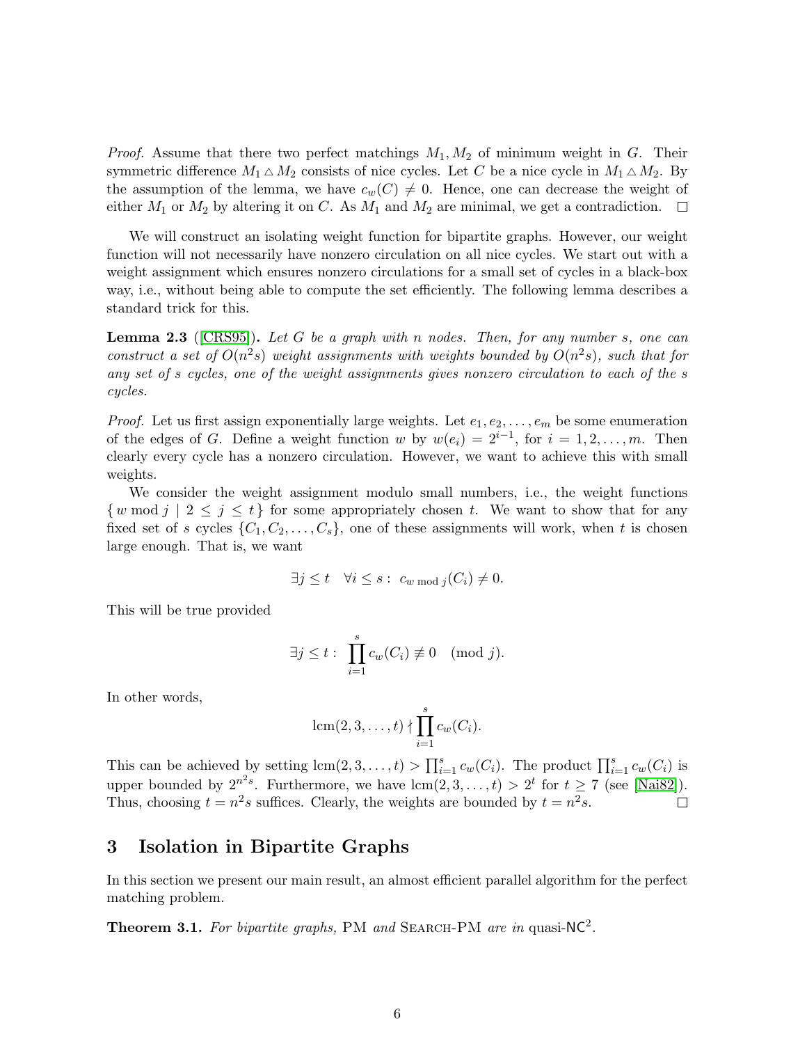*Proof.* Assume that there two perfect matchings $M_1, M_2$ of minimum weight in $G$. Their symmetric difference $M_1 \triangle M_2$ consists of nice cycles. Let $C$ be a nice cycle in $M_1 \triangle M_2$. By the assumption of the lemma, we have $c_w(C) \neq 0$. Hence, one can decrease the weight of either $M_1$ or $M_2$ by altering it on $C$. As $M_1$ and $M_2$ are minimal, we get a contradiction. $\square$

We will construct an isolating weight function for bipartite graphs. However, our weight function will not necessarily have nonzero circulation on all nice cycles. We start out with a weight assignment which ensures nonzero circulations for a small set of cycles in a black-box way, i.e., without being able to compute the set efficiently. The following lemma describes a standard trick for this.

**Lemma 2.3** ([CRS95]). *Let $G$ be a graph with $n$ nodes. Then, for any number $s$, one can construct a set of $O(n^2 s)$ weight assignments with weights bounded by $O(n^2 s)$, such that for any set of $s$ cycles, one of the weight assignments gives nonzero circulation to each of the $s$ cycles.*

*Proof.* Let us first assign exponentially large weights. Let $e_1, e_2, \ldots, e_m$ be some enumeration of the edges of $G$. Define a weight function $w$ by $w(e_i) = 2^{i-1}$, for $i = 1, 2, \ldots, m$. Then clearly every cycle has a nonzero circulation. However, we want to achieve this with small weights.

We consider the weight assignment modulo small numbers, i.e., the weight functions $\{\, w \bmod j \mid 2 \leq j \leq t \,\}$ for some appropriately chosen $t$. We want to show that for any fixed set of $s$ cycles $\{C_1, C_2, \ldots, C_s\}$, one of these assignments will work, when $t$ is chosen large enough. That is, we want

$$\exists j \leq t \quad \forall i \leq s : \; c_{w \bmod j}(C_i) \neq 0.$$

This will be true provided

$$\exists j \leq t : \; \prod_{i=1}^{s} c_w(C_i) \not\equiv 0 \pmod{j}.$$

In other words,

$$\operatorname{lcm}(2, 3, \ldots, t) \nmid \prod_{i=1}^{s} c_w(C_i).$$

This can be achieved by setting $\operatorname{lcm}(2, 3, \ldots, t) > \prod_{i=1}^{s} c_w(C_i)$. The product $\prod_{i=1}^{s} c_w(C_i)$ is upper bounded by $2^{n^2 s}$. Furthermore, we have $\operatorname{lcm}(2, 3, \ldots, t) > 2^t$ for $t \geq 7$ (see [Nai82]). Thus, choosing $t = n^2 s$ suffices. Clearly, the weights are bounded by $t = n^2 s$. $\square$

## 3 Isolation in Bipartite Graphs

In this section we present our main result, an almost efficient parallel algorithm for the perfect matching problem.

**Theorem 3.1.** *For bipartite graphs,* PM *and* SEARCH-PM *are in* quasi-$\mathsf{NC}^2$.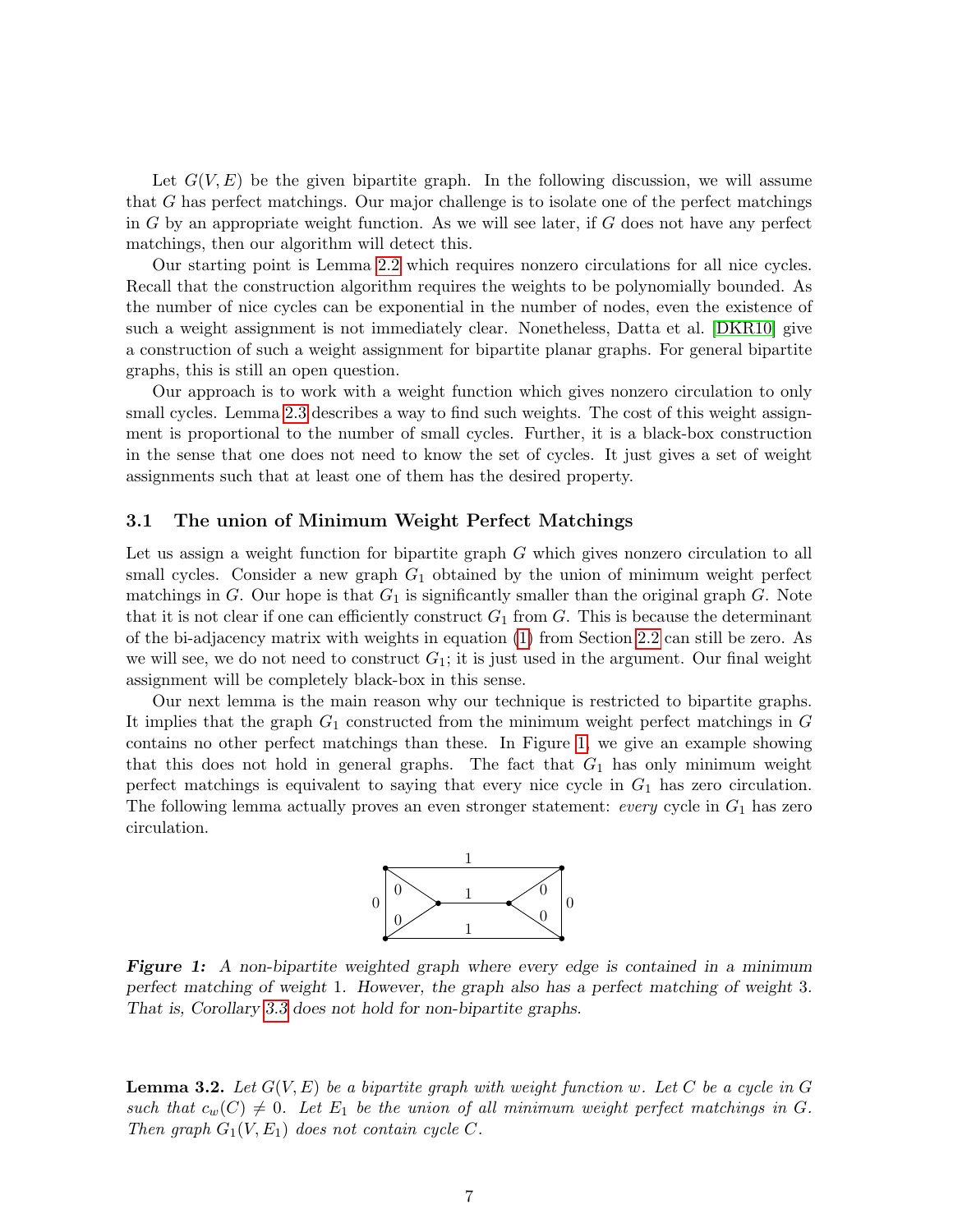Let $G(V, E)$ be the given bipartite graph. In the following discussion, we will assume that $G$ has perfect matchings. Our major challenge is to isolate one of the perfect matchings in $G$ by an appropriate weight function. As we will see later, if $G$ does not have any perfect matchings, then our algorithm will detect this.

Our starting point is Lemma 2.2 which requires nonzero circulations for all nice cycles. Recall that the construction algorithm requires the weights to be polynomially bounded. As the number of nice cycles can be exponential in the number of nodes, even the existence of such a weight assignment is not immediately clear. Nonetheless, Datta et al. [DKR10] give a construction of such a weight assignment for bipartite planar graphs. For general bipartite graphs, this is still an open question.

Our approach is to work with a weight function which gives nonzero circulation to only small cycles. Lemma 2.3 describes a way to find such weights. The cost of this weight assignment is proportional to the number of small cycles. Further, it is a black-box construction in the sense that one does not need to know the set of cycles. It just gives a set of weight assignments such that at least one of them has the desired property.

### 3.1 The union of Minimum Weight Perfect Matchings

Let us assign a weight function for bipartite graph $G$ which gives nonzero circulation to all small cycles. Consider a new graph $G_1$ obtained by the union of minimum weight perfect matchings in $G$. Our hope is that $G_1$ is significantly smaller than the original graph $G$. Note that it is not clear if one can efficiently construct $G_1$ from $G$. This is because the determinant of the bi-adjacency matrix with weights in equation (1) from Section 2.2 can still be zero. As we will see, we do not need to construct $G_1$; it is just used in the argument. Our final weight assignment will be completely black-box in this sense.

Our next lemma is the main reason why our technique is restricted to bipartite graphs. It implies that the graph $G_1$ constructed from the minimum weight perfect matchings in $G$ contains no other perfect matchings than these. In Figure 1, we give an example showing that this does not hold in general graphs. The fact that $G_1$ has only minimum weight perfect matchings is equivalent to saying that every nice cycle in $G_1$ has zero circulation. The following lemma actually proves an even stronger statement: *every* cycle in $G_1$ has zero circulation.

***Figure 1:*** *A non-bipartite weighted graph where every edge is contained in a minimum perfect matching of weight 1. However, the graph also has a perfect matching of weight 3. That is, Corollary 3.3 does not hold for non-bipartite graphs.*

**Lemma 3.2.** *Let $G(V, E)$ be a bipartite graph with weight function $w$. Let $C$ be a cycle in $G$ such that $c_w(C) \neq 0$. Let $E_1$ be the union of all minimum weight perfect matchings in $G$. Then graph $G_1(V, E_1)$ does not contain cycle $C$.*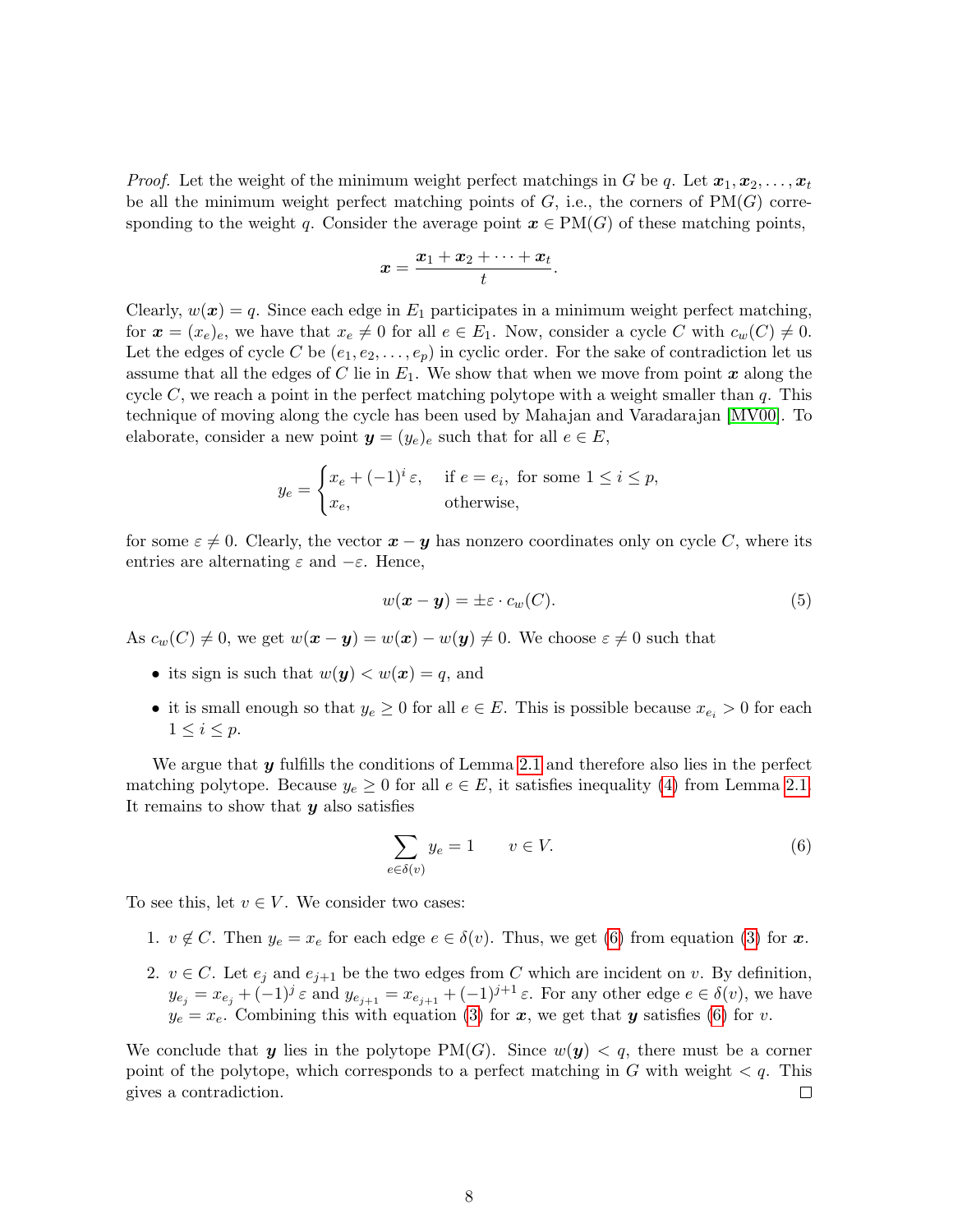*Proof.* Let the weight of the minimum weight perfect matchings in $G$ be $q$. Let $\boldsymbol{x}_1, \boldsymbol{x}_2, \ldots, \boldsymbol{x}_t$ be all the minimum weight perfect matching points of $G$, i.e., the corners of $\mathrm{PM}(G)$ corresponding to the weight $q$. Consider the average point $\boldsymbol{x} \in \mathrm{PM}(G)$ of these matching points,

$$\boldsymbol{x} = \frac{\boldsymbol{x}_1 + \boldsymbol{x}_2 + \cdots + \boldsymbol{x}_t}{t}.$$

Clearly, $w(\boldsymbol{x}) = q$. Since each edge in $E_1$ participates in a minimum weight perfect matching, for $\boldsymbol{x} = (x_e)_e$, we have that $x_e \neq 0$ for all $e \in E_1$. Now, consider a cycle $C$ with $c_w(C) \neq 0$. Let the edges of cycle $C$ be $(e_1, e_2, \ldots, e_p)$ in cyclic order. For the sake of contradiction let us assume that all the edges of $C$ lie in $E_1$. We show that when we move from point $\boldsymbol{x}$ along the cycle $C$, we reach a point in the perfect matching polytope with a weight smaller than $q$. This technique of moving along the cycle has been used by Mahajan and Varadarajan [MV00]. To elaborate, consider a new point $\boldsymbol{y} = (y_e)_e$ such that for all $e \in E$,

$$y_e = \begin{cases} x_e + (-1)^i\,\varepsilon, & \text{if } e = e_i, \text{ for some } 1 \leq i \leq p, \\ x_e, & \text{otherwise,} \end{cases}$$

for some $\varepsilon \neq 0$. Clearly, the vector $\boldsymbol{x} - \boldsymbol{y}$ has nonzero coordinates only on cycle $C$, where its entries are alternating $\varepsilon$ and $-\varepsilon$. Hence,

$$w(\boldsymbol{x} - \boldsymbol{y}) = \pm\varepsilon \cdot c_w(C). \tag{5}$$

As $c_w(C) \neq 0$, we get $w(\boldsymbol{x} - \boldsymbol{y}) = w(\boldsymbol{x}) - w(\boldsymbol{y}) \neq 0$. We choose $\varepsilon \neq 0$ such that

- its sign is such that $w(\boldsymbol{y}) < w(\boldsymbol{x}) = q$, and
- it is small enough so that $y_e \geq 0$ for all $e \in E$. This is possible because $x_{e_i} > 0$ for each $1 \leq i \leq p$.

We argue that $\boldsymbol{y}$ fulfills the conditions of Lemma 2.1 and therefore also lies in the perfect matching polytope. Because $y_e \geq 0$ for all $e \in E$, it satisfies inequality (4) from Lemma 2.1. It remains to show that $\boldsymbol{y}$ also satisfies

$$\sum_{e \in \delta(v)} y_e = 1 \qquad v \in V. \tag{6}$$

To see this, let $v \in V$. We consider two cases:

1. $v \notin C$. Then $y_e = x_e$ for each edge $e \in \delta(v)$. Thus, we get (6) from equation (3) for $\boldsymbol{x}$.
2. $v \in C$. Let $e_j$ and $e_{j+1}$ be the two edges from $C$ which are incident on $v$. By definition, $y_{e_j} = x_{e_j} + (-1)^j\,\varepsilon$ and $y_{e_{j+1}} = x_{e_{j+1}} + (-1)^{j+1}\,\varepsilon$. For any other edge $e \in \delta(v)$, we have $y_e = x_e$. Combining this with equation (3) for $\boldsymbol{x}$, we get that $\boldsymbol{y}$ satisfies (6) for $v$.

We conclude that $\boldsymbol{y}$ lies in the polytope $\mathrm{PM}(G)$. Since $w(\boldsymbol{y}) < q$, there must be a corner point of the polytope, which corresponds to a perfect matching in $G$ with weight $< q$. This gives a contradiction. ◻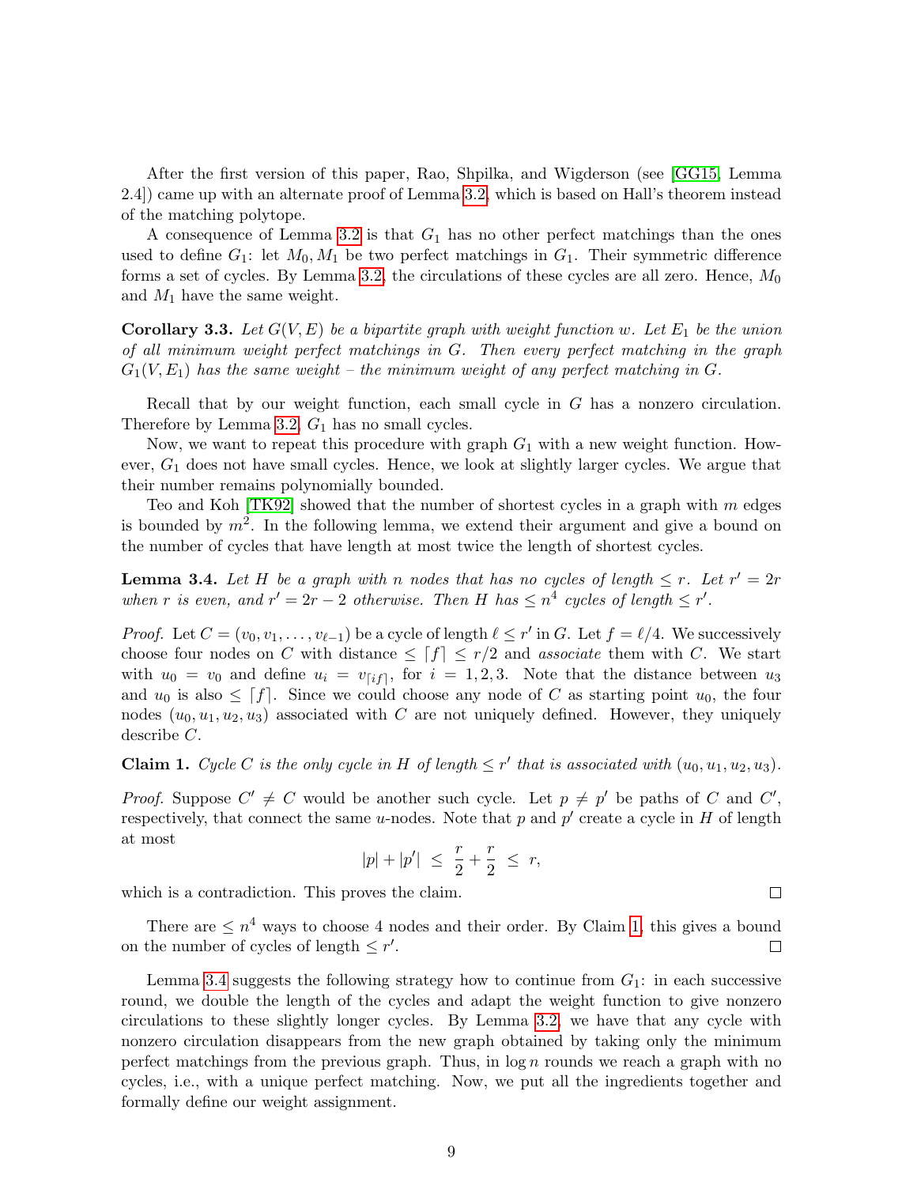After the first version of this paper, Rao, Shpilka, and Wigderson (see [GG15, Lemma 2.4]) came up with an alternate proof of Lemma 3.2, which is based on Hall's theorem instead of the matching polytope.

A consequence of Lemma 3.2 is that $G_1$ has no other perfect matchings than the ones used to define $G_1$: let $M_0, M_1$ be two perfect matchings in $G_1$. Their symmetric difference forms a set of cycles. By Lemma 3.2, the circulations of these cycles are all zero. Hence, $M_0$ and $M_1$ have the same weight.

**Corollary 3.3.** *Let $G(V, E)$ be a bipartite graph with weight function $w$. Let $E_1$ be the union of all minimum weight perfect matchings in $G$. Then every perfect matching in the graph $G_1(V, E_1)$ has the same weight – the minimum weight of any perfect matching in $G$.*

Recall that by our weight function, each small cycle in $G$ has a nonzero circulation. Therefore by Lemma 3.2, $G_1$ has no small cycles.

Now, we want to repeat this procedure with graph $G_1$ with a new weight function. However, $G_1$ does not have small cycles. Hence, we look at slightly larger cycles. We argue that their number remains polynomially bounded.

Teo and Koh [TK92] showed that the number of shortest cycles in a graph with $m$ edges is bounded by $m^2$. In the following lemma, we extend their argument and give a bound on the number of cycles that have length at most twice the length of shortest cycles.

**Lemma 3.4.** *Let $H$ be a graph with $n$ nodes that has no cycles of length $\leq r$. Let $r' = 2r$ when $r$ is even, and $r' = 2r - 2$ otherwise. Then $H$ has $\leq n^4$ cycles of length $\leq r'$.*

*Proof.* Let $C = (v_0, v_1, \ldots, v_{\ell-1})$ be a cycle of length $\ell \leq r'$ in $G$. Let $f = \ell/4$. We successively choose four nodes on $C$ with distance $\leq \lceil f \rceil \leq r/2$ and *associate* them with $C$. We start with $u_0 = v_0$ and define $u_i = v_{\lceil if \rceil}$, for $i = 1, 2, 3$. Note that the distance between $u_3$ and $u_0$ is also $\leq \lceil f \rceil$. Since we could choose any node of $C$ as starting point $u_0$, the four nodes $(u_0, u_1, u_2, u_3)$ associated with $C$ are not uniquely defined. However, they uniquely describe $C$.

**Claim 1.** *Cycle $C$ is the only cycle in $H$ of length $\leq r'$ that is associated with $(u_0, u_1, u_2, u_3)$.*

*Proof.* Suppose $C' \neq C$ would be another such cycle. Let $p \neq p'$ be paths of $C$ and $C'$, respectively, that connect the same $u$-nodes. Note that $p$ and $p'$ create a cycle in $H$ of length at most

$$|p| + |p'| \;\leq\; \frac{r}{2} + \frac{r}{2} \;\leq\; r,$$

which is a contradiction. This proves the claim. $\square$

There are $\leq n^4$ ways to choose 4 nodes and their order. By Claim 1, this gives a bound on the number of cycles of length $\leq r'$. $\square$

Lemma 3.4 suggests the following strategy how to continue from $G_1$: in each successive round, we double the length of the cycles and adapt the weight function to give nonzero circulations to these slightly longer cycles. By Lemma 3.2, we have that any cycle with nonzero circulation disappears from the new graph obtained by taking only the minimum perfect matchings from the previous graph. Thus, in $\log n$ rounds we reach a graph with no cycles, i.e., with a unique perfect matching. Now, we put all the ingredients together and formally define our weight assignment.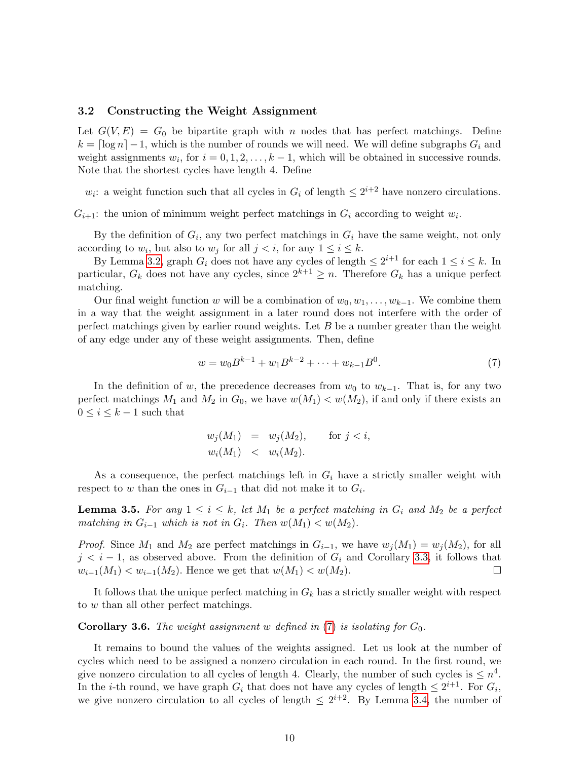### 3.2 Constructing the Weight Assignment

Let $G(V, E) = G_0$ be bipartite graph with $n$ nodes that has perfect matchings. Define $k = \lceil \log n \rceil - 1$, which is the number of rounds we will need. We will define subgraphs $G_i$ and weight assignments $w_i$, for $i = 0, 1, 2, \ldots, k-1$, which will be obtained in successive rounds. Note that the shortest cycles have length 4. Define

$w_i$: a weight function such that all cycles in $G_i$ of length $\leq 2^{i+2}$ have nonzero circulations.

$G_{i+1}$: the union of minimum weight perfect matchings in $G_i$ according to weight $w_i$.

By the definition of $G_i$, any two perfect matchings in $G_i$ have the same weight, not only according to $w_i$, but also to $w_j$ for all $j < i$, for any $1 \leq i \leq k$.

By Lemma 3.2, graph $G_i$ does not have any cycles of length $\leq 2^{i+1}$ for each $1 \leq i \leq k$. In particular, $G_k$ does not have any cycles, since $2^{k+1} \geq n$. Therefore $G_k$ has a unique perfect matching.

Our final weight function $w$ will be a combination of $w_0, w_1, \ldots, w_{k-1}$. We combine them in a way that the weight assignment in a later round does not interfere with the order of perfect matchings given by earlier round weights. Let $B$ be a number greater than the weight of any edge under any of these weight assignments. Then, define

$$w = w_0 B^{k-1} + w_1 B^{k-2} + \cdots + w_{k-1} B^0. \tag{7}$$

In the definition of $w$, the precedence decreases from $w_0$ to $w_{k-1}$. That is, for any two perfect matchings $M_1$ and $M_2$ in $G_0$, we have $w(M_1) < w(M_2)$, if and only if there exists an $0 \leq i \leq k-1$ such that

$$\begin{aligned} w_j(M_1) &= w_j(M_2), \qquad \text{for } j < i, \\ w_i(M_1) &< w_i(M_2). \end{aligned}$$

As a consequence, the perfect matchings left in $G_i$ have a strictly smaller weight with respect to $w$ than the ones in $G_{i-1}$ that did not make it to $G_i$.

**Lemma 3.5.** *For any $1 \leq i \leq k$, let $M_1$ be a perfect matching in $G_i$ and $M_2$ be a perfect matching in $G_{i-1}$ which is not in $G_i$. Then $w(M_1) < w(M_2)$.*

*Proof.* Since $M_1$ and $M_2$ are perfect matchings in $G_{i-1}$, we have $w_j(M_1) = w_j(M_2)$, for all $j < i-1$, as observed above. From the definition of $G_i$ and Corollary 3.3, it follows that $w_{i-1}(M_1) < w_{i-1}(M_2)$. Hence we get that $w(M_1) < w(M_2)$. □

It follows that the unique perfect matching in $G_k$ has a strictly smaller weight with respect to $w$ than all other perfect matchings.

**Corollary 3.6.** *The weight assignment $w$ defined in (7) is isolating for $G_0$.*

It remains to bound the values of the weights assigned. Let us look at the number of cycles which need to be assigned a nonzero circulation in each round. In the first round, we give nonzero circulation to all cycles of length 4. Clearly, the number of such cycles is $\leq n^4$. In the $i$-th round, we have graph $G_i$ that does not have any cycles of length $\leq 2^{i+1}$. For $G_i$, we give nonzero circulation to all cycles of length $\leq 2^{i+2}$. By Lemma 3.4, the number of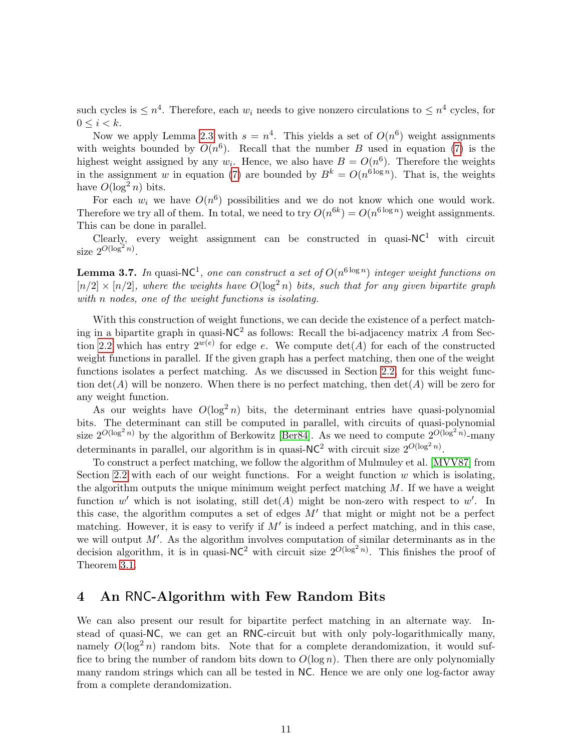such cycles is $\leq n^4$. Therefore, each $w_i$ needs to give nonzero circulations to $\leq n^4$ cycles, for $0 \leq i < k$.

Now we apply Lemma 2.3 with $s = n^4$. This yields a set of $O(n^6)$ weight assignments with weights bounded by $O(n^6)$. Recall that the number $B$ used in equation (7) is the highest weight assigned by any $w_i$. Hence, we also have $B = O(n^6)$. Therefore the weights in the assignment $w$ in equation (7) are bounded by $B^k = O(n^{6 \log n})$. That is, the weights have $O(\log^2 n)$ bits.

For each $w_i$ we have $O(n^6)$ possibilities and we do not know which one would work. Therefore we try all of them. In total, we need to try $O(n^{6k}) = O(n^{6 \log n})$ weight assignments. This can be done in parallel.

Clearly, every weight assignment can be constructed in quasi-$\mathsf{NC}^1$ with circuit size $2^{O(\log^2 n)}$.

**Lemma 3.7.** *In* quasi-$\mathsf{NC}^1$*, one can construct a set of $O(n^{6 \log n})$ integer weight functions on $[n/2] \times [n/2]$, where the weights have $O(\log^2 n)$ bits, such that for any given bipartite graph with $n$ nodes, one of the weight functions is isolating.*

With this construction of weight functions, we can decide the existence of a perfect matching in a bipartite graph in quasi-$\mathsf{NC}^2$ as follows: Recall the bi-adjacency matrix $A$ from Section 2.2 which has entry $2^{w(e)}$ for edge $e$. We compute $\det(A)$ for each of the constructed weight functions in parallel. If the given graph has a perfect matching, then one of the weight functions isolates a perfect matching. As we discussed in Section 2.2, for this weight function $\det(A)$ will be nonzero. When there is no perfect matching, then $\det(A)$ will be zero for any weight function.

As our weights have $O(\log^2 n)$ bits, the determinant entries have quasi-polynomial bits. The determinant can still be computed in parallel, with circuits of quasi-polynomial size $2^{O(\log^2 n)}$ by the algorithm of Berkowitz [Ber84]. As we need to compute $2^{O(\log^2 n)}$-many determinants in parallel, our algorithm is in quasi-$\mathsf{NC}^2$ with circuit size $2^{O(\log^2 n)}$.

To construct a perfect matching, we follow the algorithm of Mulmuley et al. [MVV87] from Section 2.2 with each of our weight functions. For a weight function $w$ which is isolating, the algorithm outputs the unique minimum weight perfect matching $M$. If we have a weight function $w'$ which is not isolating, still $\det(A)$ might be non-zero with respect to $w'$. In this case, the algorithm computes a set of edges $M'$ that might or might not be a perfect matching. However, it is easy to verify if $M'$ is indeed a perfect matching, and in this case, we will output $M'$. As the algorithm involves computation of similar determinants as in the decision algorithm, it is in quasi-$\mathsf{NC}^2$ with circuit size $2^{O(\log^2 n)}$. This finishes the proof of Theorem 3.1.

# 4 An RNC-Algorithm with Few Random Bits

We can also present our result for bipartite perfect matching in an alternate way. Instead of quasi-$\mathsf{NC}$, we can get an $\mathsf{RNC}$-circuit but with only poly-logarithmically many, namely $O(\log^2 n)$ random bits. Note that for a complete derandomization, it would suffice to bring the number of random bits down to $O(\log n)$. Then there are only polynomially many random strings which can all be tested in $\mathsf{NC}$. Hence we are only one log-factor away from a complete derandomization.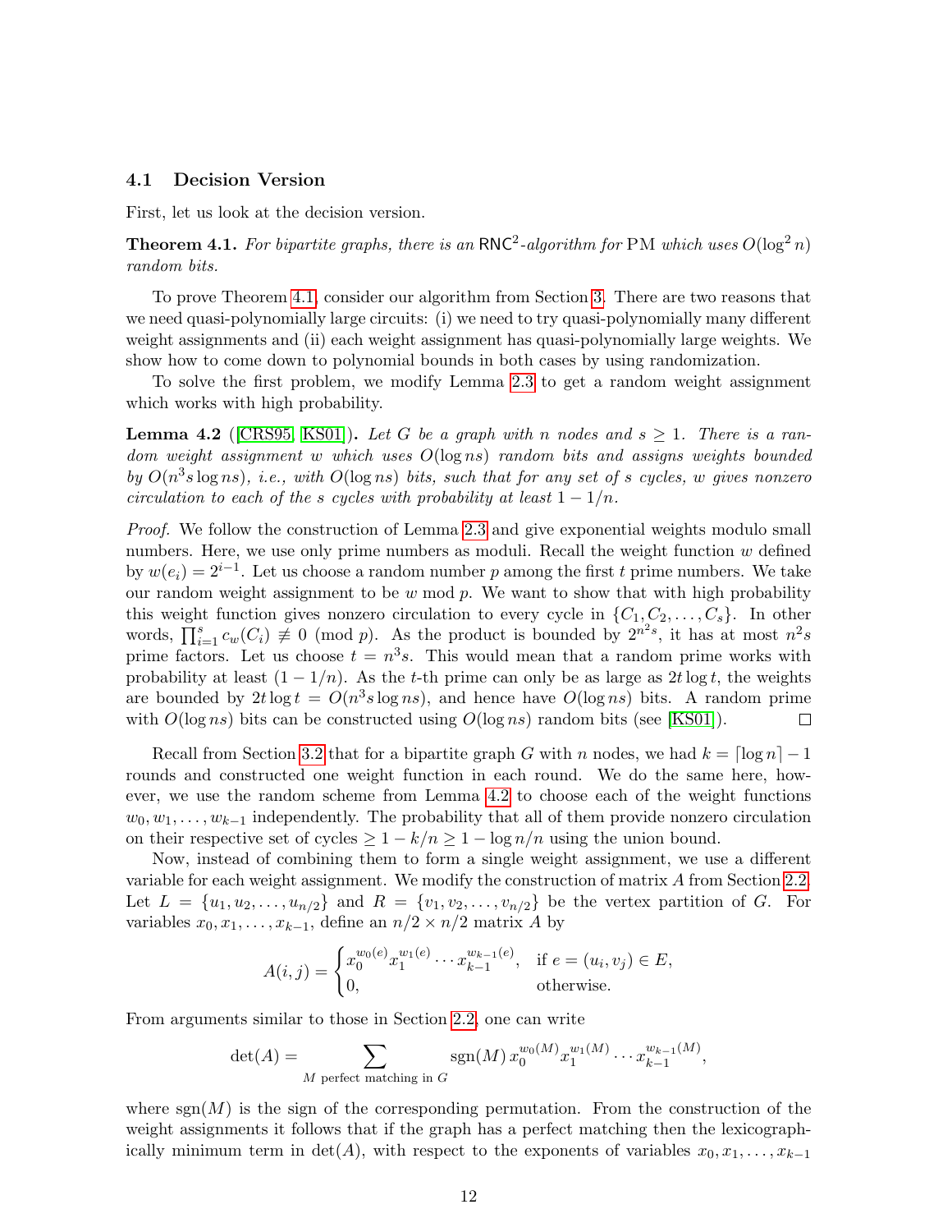### 4.1 Decision Version

First, let us look at the decision version.

**Theorem 4.1.** *For bipartite graphs, there is an* $\mathsf{RNC}^2$*-algorithm for* PM *which uses* $O(\log^2 n)$ *random bits.*

To prove Theorem 4.1, consider our algorithm from Section 3. There are two reasons that we need quasi-polynomially large circuits: (i) we need to try quasi-polynomially many different weight assignments and (ii) each weight assignment has quasi-polynomially large weights. We show how to come down to polynomial bounds in both cases by using randomization.

To solve the first problem, we modify Lemma 2.3 to get a random weight assignment which works with high probability.

**Lemma 4.2** ([CRS95, KS01]). *Let* $G$ *be a graph with* $n$ *nodes and* $s \geq 1$*. There is a random weight assignment* $w$ *which uses* $O(\log ns)$ *random bits and assigns weights bounded by* $O(n^3 s \log ns)$*, i.e., with* $O(\log ns)$ *bits, such that for any set of* $s$ *cycles,* $w$ *gives nonzero circulation to each of the* $s$ *cycles with probability at least* $1 - 1/n$*.*

*Proof.* We follow the construction of Lemma 2.3 and give exponential weights modulo small numbers. Here, we use only prime numbers as moduli. Recall the weight function $w$ defined by $w(e_i) = 2^{i-1}$. Let us choose a random number $p$ among the first $t$ prime numbers. We take our random weight assignment to be $w \bmod p$. We want to show that with high probability this weight function gives nonzero circulation to every cycle in $\{C_1, C_2, \ldots, C_s\}$. In other words, $\prod_{i=1}^{s} c_w(C_i) \not\equiv 0 \pmod p$. As the product is bounded by $2^{n^2 s}$, it has at most $n^2 s$ prime factors. Let us choose $t = n^3 s$. This would mean that a random prime works with probability at least $(1 - 1/n)$. As the $t$-th prime can only be as large as $2t \log t$, the weights are bounded by $2t \log t = O(n^3 s \log ns)$, and hence have $O(\log ns)$ bits. A random prime with $O(\log ns)$ bits can be constructed using $O(\log ns)$ random bits (see [KS01]). $\square$

Recall from Section 3.2 that for a bipartite graph $G$ with $n$ nodes, we had $k = \lceil \log n \rceil - 1$ rounds and constructed one weight function in each round. We do the same here, however, we use the random scheme from Lemma 4.2 to choose each of the weight functions $w_0, w_1, \ldots, w_{k-1}$ independently. The probability that all of them provide nonzero circulation on their respective set of cycles $\geq 1 - k/n \geq 1 - \log n/n$ using the union bound.

Now, instead of combining them to form a single weight assignment, we use a different variable for each weight assignment. We modify the construction of matrix $A$ from Section 2.2. Let $L = \{u_1, u_2, \ldots, u_{n/2}\}$ and $R = \{v_1, v_2, \ldots, v_{n/2}\}$ be the vertex partition of $G$. For variables $x_0, x_1, \ldots, x_{k-1}$, define an $n/2 \times n/2$ matrix $A$ by

$$A(i,j) = \begin{cases} x_0^{w_0(e)} x_1^{w_1(e)} \cdots x_{k-1}^{w_{k-1}(e)}, & \text{if } e = (u_i, v_j) \in E, \\ 0, & \text{otherwise.} \end{cases}$$

From arguments similar to those in Section 2.2, one can write

$$\det(A) = \sum_{M \text{ perfect matching in } G} \operatorname{sgn}(M)\, x_0^{w_0(M)} x_1^{w_1(M)} \cdots x_{k-1}^{w_{k-1}(M)},$$

where $\operatorname{sgn}(M)$ is the sign of the corresponding permutation. From the construction of the weight assignments it follows that if the graph has a perfect matching then the lexicographically minimum term in $\det(A)$, with respect to the exponents of variables $x_0, x_1, \ldots, x_{k-1}$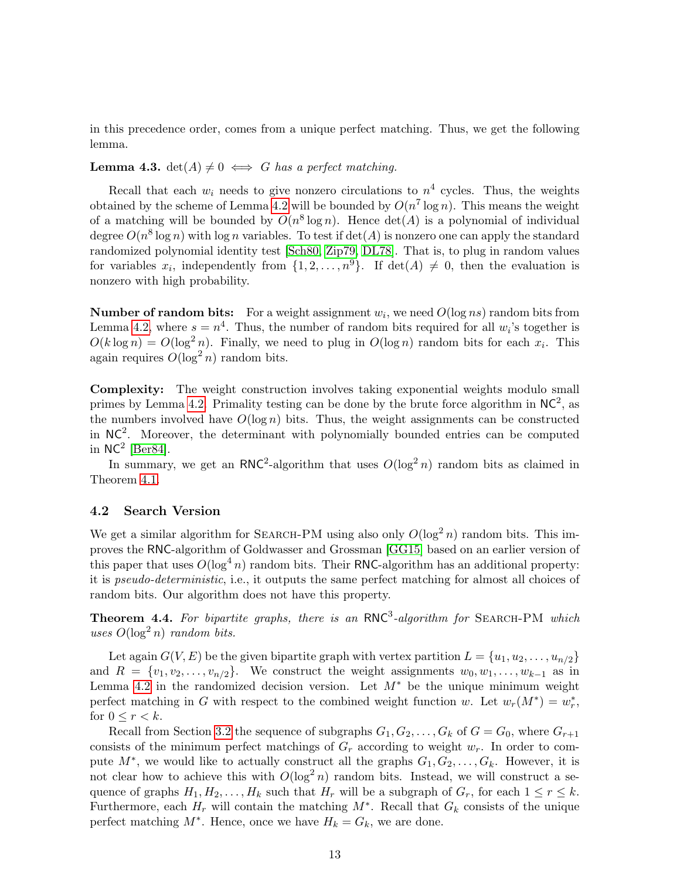in this precedence order, comes from a unique perfect matching. Thus, we get the following lemma.

**Lemma 4.3.** $\det(A) \neq 0 \iff$ *$G$ has a perfect matching.*

Recall that each $w_i$ needs to give nonzero circulations to $n^4$ cycles. Thus, the weights obtained by the scheme of Lemma 4.2 will be bounded by $O(n^7 \log n)$. This means the weight of a matching will be bounded by $O(n^8 \log n)$. Hence $\det(A)$ is a polynomial of individual degree $O(n^8 \log n)$ with $\log n$ variables. To test if $\det(A)$ is nonzero one can apply the standard randomized polynomial identity test [Sch80, Zip79, DL78]. That is, to plug in random values for variables $x_i$, independently from $\{1, 2, \ldots, n^9\}$. If $\det(A) \neq 0$, then the evaluation is nonzero with high probability.

**Number of random bits:** For a weight assignment $w_i$, we need $O(\log ns)$ random bits from Lemma 4.2, where $s = n^4$. Thus, the number of random bits required for all $w_i$'s together is $O(k \log n) = O(\log^2 n)$. Finally, we need to plug in $O(\log n)$ random bits for each $x_i$. This again requires $O(\log^2 n)$ random bits.

**Complexity:** The weight construction involves taking exponential weights modulo small primes by Lemma 4.2. Primality testing can be done by the brute force algorithm in $\mathsf{NC}^2$, as the numbers involved have $O(\log n)$ bits. Thus, the weight assignments can be constructed in $\mathsf{NC}^2$. Moreover, the determinant with polynomially bounded entries can be computed in $\mathsf{NC}^2$ [Ber84].

In summary, we get an $\mathsf{RNC}^2$-algorithm that uses $O(\log^2 n)$ random bits as claimed in Theorem 4.1.

### 4.2 Search Version

We get a similar algorithm for Search-PM using also only $O(\log^2 n)$ random bits. This improves the $\mathsf{RNC}$-algorithm of Goldwasser and Grossman [GG15] based on an earlier version of this paper that uses $O(\log^4 n)$ random bits. Their $\mathsf{RNC}$-algorithm has an additional property: it is *pseudo-deterministic*, i.e., it outputs the same perfect matching for almost all choices of random bits. Our algorithm does not have this property.

**Theorem 4.4.** *For bipartite graphs, there is an $\mathsf{RNC}^3$-algorithm for Search-PM which uses $O(\log^2 n)$ random bits.*

Let again $G(V, E)$ be the given bipartite graph with vertex partition $L = \{u_1, u_2, \ldots, u_{n/2}\}$ and $R = \{v_1, v_2, \ldots, v_{n/2}\}$. We construct the weight assignments $w_0, w_1, \ldots, w_{k-1}$ as in Lemma 4.2 in the randomized decision version. Let $M^*$ be the unique minimum weight perfect matching in $G$ with respect to the combined weight function $w$. Let $w_r(M^*) = w_r^*$, for $0 \leq r < k$.

Recall from Section 3.2 the sequence of subgraphs $G_1, G_2, \ldots, G_k$ of $G = G_0$, where $G_{r+1}$ consists of the minimum perfect matchings of $G_r$ according to weight $w_r$. In order to compute $M^*$, we would like to actually construct all the graphs $G_1, G_2, \ldots, G_k$. However, it is not clear how to achieve this with $O(\log^2 n)$ random bits. Instead, we will construct a sequence of graphs $H_1, H_2, \ldots, H_k$ such that $H_r$ will be a subgraph of $G_r$, for each $1 \leq r \leq k$. Furthermore, each $H_r$ will contain the matching $M^*$. Recall that $G_k$ consists of the unique perfect matching $M^*$. Hence, once we have $H_k = G_k$, we are done.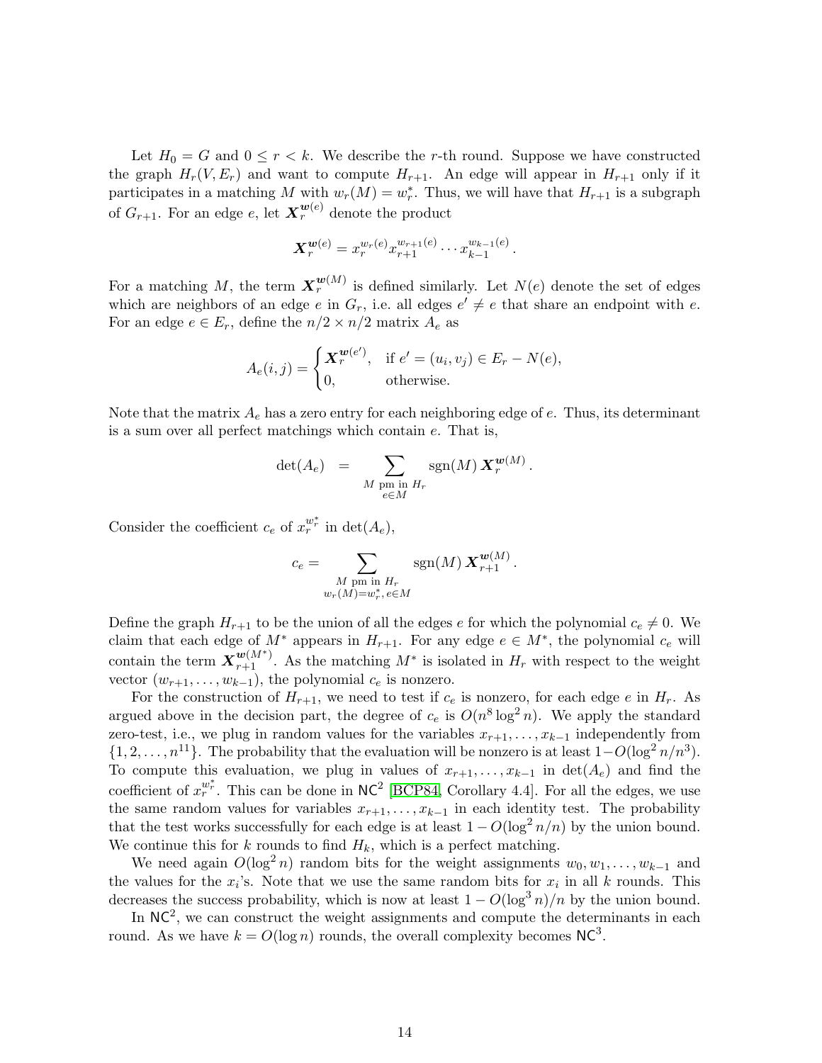Let $H_0 = G$ and $0 \leq r < k$. We describe the $r$-th round. Suppose we have constructed the graph $H_r(V, E_r)$ and want to compute $H_{r+1}$. An edge will appear in $H_{r+1}$ only if it participates in a matching $M$ with $w_r(M) = w_r^*$. Thus, we will have that $H_{r+1}$ is a subgraph of $G_{r+1}$. For an edge $e$, let $\boldsymbol{X}_r^{\boldsymbol{w}(e)}$ denote the product

$$\boldsymbol{X}_r^{\boldsymbol{w}(e)} = x_r^{w_r(e)} x_{r+1}^{w_{r+1}(e)} \cdots x_{k-1}^{w_{k-1}(e)} .$$

For a matching $M$, the term $\boldsymbol{X}_r^{\boldsymbol{w}(M)}$ is defined similarly. Let $N(e)$ denote the set of edges which are neighbors of an edge $e$ in $G_r$, i.e. all edges $e' \neq e$ that share an endpoint with $e$. For an edge $e \in E_r$, define the $n/2 \times n/2$ matrix $A_e$ as

$$A_e(i,j) = \begin{cases} \boldsymbol{X}_r^{\boldsymbol{w}(e')}, & \text{if } e' = (u_i, v_j) \in E_r - N(e), \\ 0, & \text{otherwise.} \end{cases}$$

Note that the matrix $A_e$ has a zero entry for each neighboring edge of $e$. Thus, its determinant is a sum over all perfect matchings which contain $e$. That is,

$$\det(A_e) \;=\; \sum_{\substack{M \text{ pm in } H_r \\ e \in M}} \operatorname{sgn}(M)\, \boldsymbol{X}_r^{\boldsymbol{w}(M)} .$$

Consider the coefficient $c_e$ of $x_r^{w_r^*}$ in $\det(A_e)$,

$$c_e = \sum_{\substack{M \text{ pm in } H_r \\ w_r(M) = w_r^*,\, e \in M}} \operatorname{sgn}(M)\, \boldsymbol{X}_{r+1}^{\boldsymbol{w}(M)} .$$

Define the graph $H_{r+1}$ to be the union of all the edges $e$ for which the polynomial $c_e \neq 0$. We claim that each edge of $M^*$ appears in $H_{r+1}$. For any edge $e \in M^*$, the polynomial $c_e$ will contain the term $\boldsymbol{X}_{r+1}^{\boldsymbol{w}(M^*)}$. As the matching $M^*$ is isolated in $H_r$ with respect to the weight vector $(w_{r+1}, \ldots, w_{k-1})$, the polynomial $c_e$ is nonzero.

For the construction of $H_{r+1}$, we need to test if $c_e$ is nonzero, for each edge $e$ in $H_r$. As argued above in the decision part, the degree of $c_e$ is $O(n^8 \log^2 n)$. We apply the standard zero-test, i.e., we plug in random values for the variables $x_{r+1}, \ldots, x_{k-1}$ independently from $\{1, 2, \ldots, n^{11}\}$. The probability that the evaluation will be nonzero is at least $1 - O(\log^2 n/n^3)$. To compute this evaluation, we plug in values of $x_{r+1}, \ldots, x_{k-1}$ in $\det(A_e)$ and find the coefficient of $x_r^{w_r^*}$. This can be done in $\mathsf{NC}^2$ [BCP84, Corollary 4.4]. For all the edges, we use the same random values for variables $x_{r+1}, \ldots, x_{k-1}$ in each identity test. The probability that the test works successfully for each edge is at least $1 - O(\log^2 n/n)$ by the union bound. We continue this for $k$ rounds to find $H_k$, which is a perfect matching.

We need again $O(\log^2 n)$ random bits for the weight assignments $w_0, w_1, \ldots, w_{k-1}$ and the values for the $x_i$'s. Note that we use the same random bits for $x_i$ in all $k$ rounds. This decreases the success probability, which is now at least $1 - O(\log^3 n)/n$ by the union bound.

In $\mathsf{NC}^2$, we can construct the weight assignments and compute the determinants in each round. As we have $k = O(\log n)$ rounds, the overall complexity becomes $\mathsf{NC}^3$.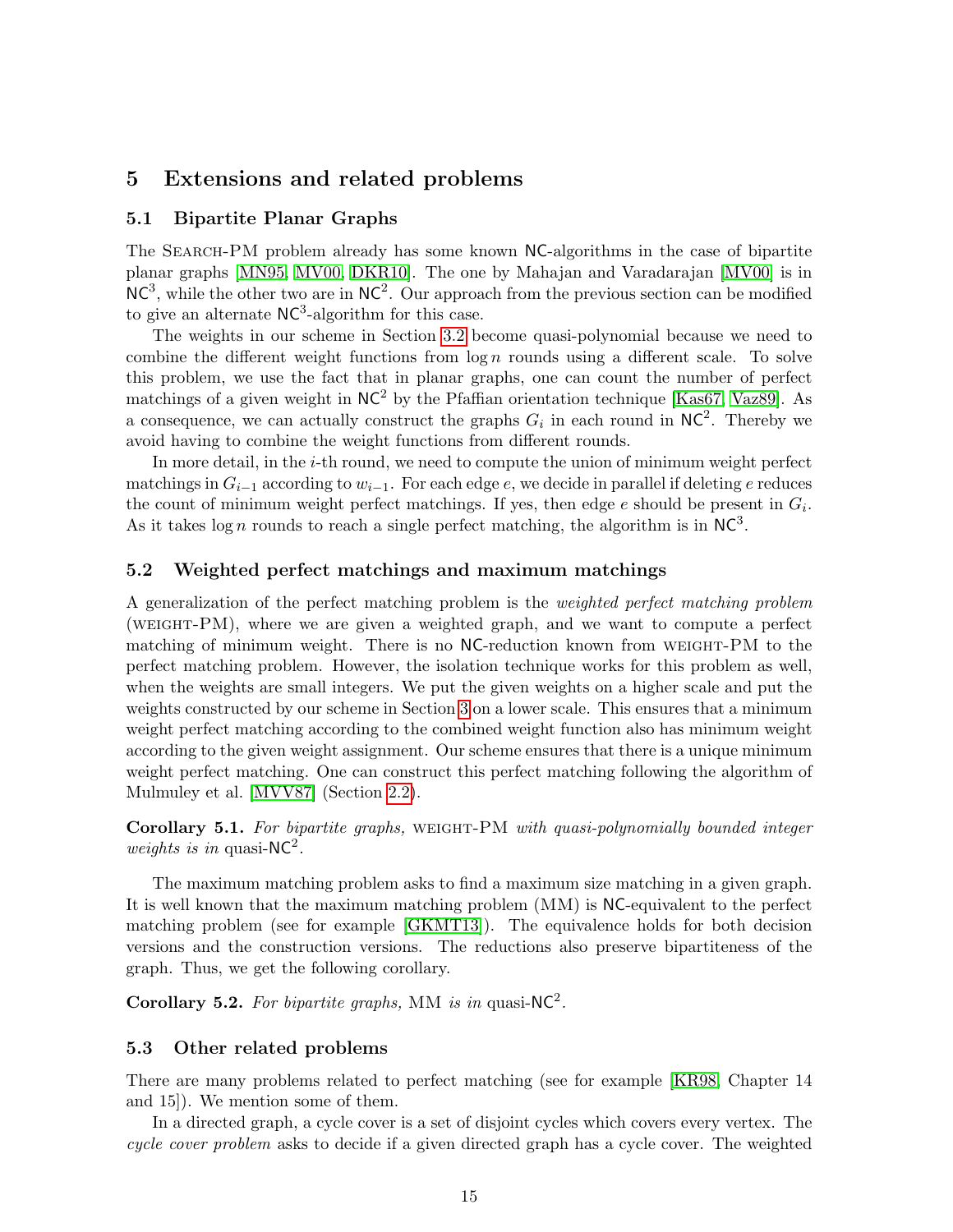## 5 Extensions and related problems

### 5.1 Bipartite Planar Graphs

The SEARCH-PM problem already has some known NC-algorithms in the case of bipartite planar graphs [MN95, MV00, DKR10]. The one by Mahajan and Varadarajan [MV00] is in $\mathsf{NC}^3$, while the other two are in $\mathsf{NC}^2$. Our approach from the previous section can be modified to give an alternate $\mathsf{NC}^3$-algorithm for this case.

The weights in our scheme in Section 3.2 become quasi-polynomial because we need to combine the different weight functions from $\log n$ rounds using a different scale. To solve this problem, we use the fact that in planar graphs, one can count the number of perfect matchings of a given weight in $\mathsf{NC}^2$ by the Pfaffian orientation technique [Kas67, Vaz89]. As a consequence, we can actually construct the graphs $G_i$ in each round in $\mathsf{NC}^2$. Thereby we avoid having to combine the weight functions from different rounds.

In more detail, in the $i$-th round, we need to compute the union of minimum weight perfect matchings in $G_{i-1}$ according to $w_{i-1}$. For each edge $e$, we decide in parallel if deleting $e$ reduces the count of minimum weight perfect matchings. If yes, then edge $e$ should be present in $G_i$. As it takes $\log n$ rounds to reach a single perfect matching, the algorithm is in $\mathsf{NC}^3$.

### 5.2 Weighted perfect matchings and maximum matchings

A generalization of the perfect matching problem is the *weighted perfect matching problem* (WEIGHT-PM), where we are given a weighted graph, and we want to compute a perfect matching of minimum weight. There is no NC-reduction known from WEIGHT-PM to the perfect matching problem. However, the isolation technique works for this problem as well, when the weights are small integers. We put the given weights on a higher scale and put the weights constructed by our scheme in Section 3 on a lower scale. This ensures that a minimum weight perfect matching according to the combined weight function also has minimum weight according to the given weight assignment. Our scheme ensures that there is a unique minimum weight perfect matching. One can construct this perfect matching following the algorithm of Mulmuley et al. [MVV87] (Section 2.2).

**Corollary 5.1.** *For bipartite graphs,* WEIGHT-PM *with quasi-polynomially bounded integer weights is in* quasi-$\mathsf{NC}^2$.

The maximum matching problem asks to find a maximum size matching in a given graph. It is well known that the maximum matching problem (MM) is NC-equivalent to the perfect matching problem (see for example [GKMT13]). The equivalence holds for both decision versions and the construction versions. The reductions also preserve bipartiteness of the graph. Thus, we get the following corollary.

**Corollary 5.2.** *For bipartite graphs,* MM *is in* quasi-$\mathsf{NC}^2$.

### 5.3 Other related problems

There are many problems related to perfect matching (see for example [KR98, Chapter 14 and 15]). We mention some of them.

In a directed graph, a cycle cover is a set of disjoint cycles which covers every vertex. The *cycle cover problem* asks to decide if a given directed graph has a cycle cover. The weighted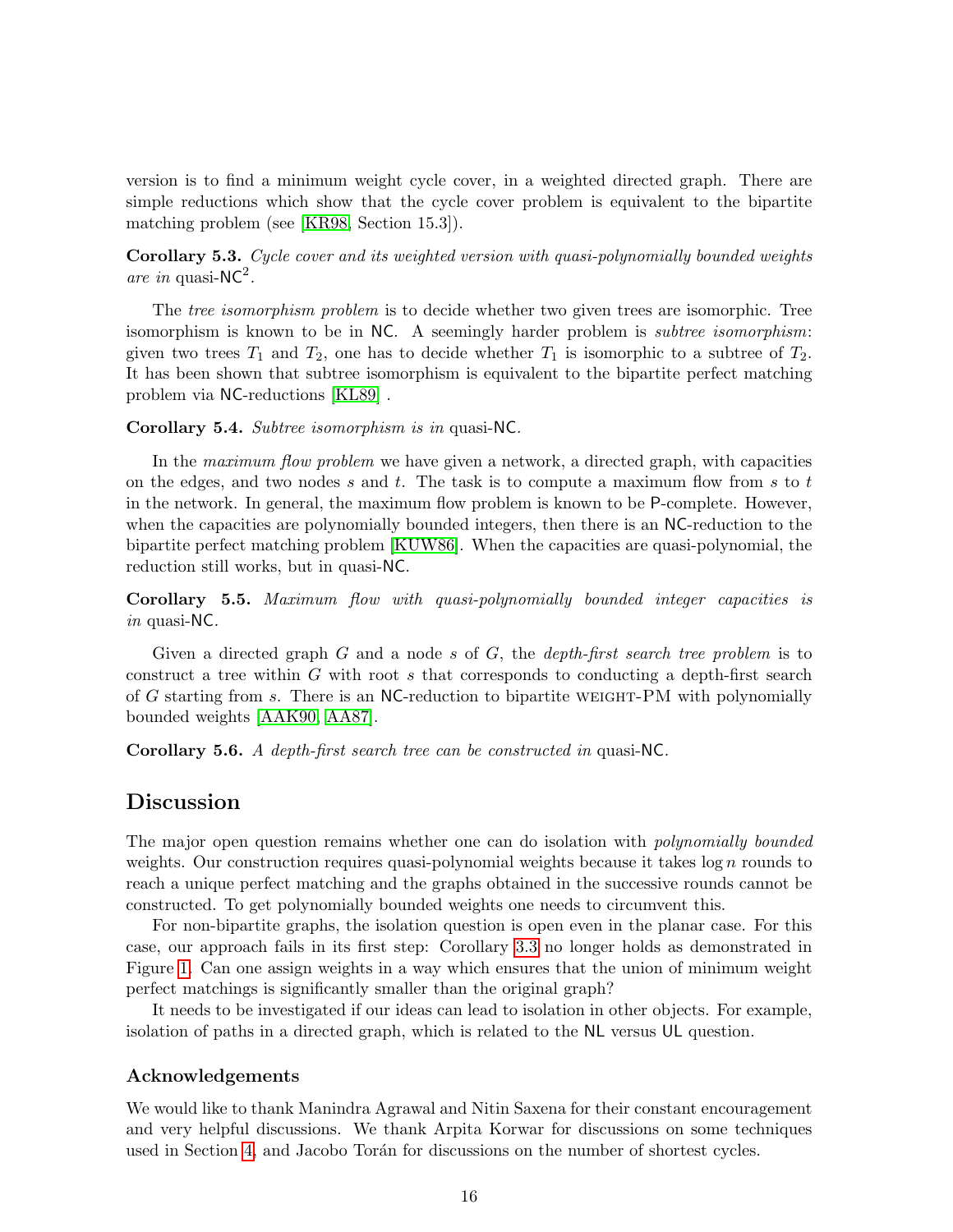version is to find a minimum weight cycle cover, in a weighted directed graph. There are simple reductions which show that the cycle cover problem is equivalent to the bipartite matching problem (see [KR98, Section 15.3]).

**Corollary 5.3.** *Cycle cover and its weighted version with quasi-polynomially bounded weights are in* quasi-$\mathsf{NC}^2$.

The *tree isomorphism problem* is to decide whether two given trees are isomorphic. Tree isomorphism is known to be in $\mathsf{NC}$. A seemingly harder problem is *subtree isomorphism*: given two trees $T_1$ and $T_2$, one has to decide whether $T_1$ is isomorphic to a subtree of $T_2$. It has been shown that subtree isomorphism is equivalent to the bipartite perfect matching problem via $\mathsf{NC}$-reductions [KL89] .

**Corollary 5.4.** *Subtree isomorphism is in* quasi-$\mathsf{NC}$.

In the *maximum flow problem* we have given a network, a directed graph, with capacities on the edges, and two nodes $s$ and $t$. The task is to compute a maximum flow from $s$ to $t$ in the network. In general, the maximum flow problem is known to be $\mathsf{P}$-complete. However, when the capacities are polynomially bounded integers, then there is an $\mathsf{NC}$-reduction to the bipartite perfect matching problem [KUW86]. When the capacities are quasi-polynomial, the reduction still works, but in quasi-$\mathsf{NC}$.

**Corollary 5.5.** *Maximum flow with quasi-polynomially bounded integer capacities is in* quasi-$\mathsf{NC}$.

Given a directed graph $G$ and a node $s$ of $G$, the *depth-first search tree problem* is to construct a tree within $G$ with root $s$ that corresponds to conducting a depth-first search of $G$ starting from $s$. There is an $\mathsf{NC}$-reduction to bipartite WEIGHT-PM with polynomially bounded weights [AAK90, AA87].

**Corollary 5.6.** *A depth-first search tree can be constructed in* quasi-$\mathsf{NC}$.

## Discussion

The major open question remains whether one can do isolation with *polynomially bounded* weights. Our construction requires quasi-polynomial weights because it takes $\log n$ rounds to reach a unique perfect matching and the graphs obtained in the successive rounds cannot be constructed. To get polynomially bounded weights one needs to circumvent this.

For non-bipartite graphs, the isolation question is open even in the planar case. For this case, our approach fails in its first step: Corollary 3.3 no longer holds as demonstrated in Figure 1. Can one assign weights in a way which ensures that the union of minimum weight perfect matchings is significantly smaller than the original graph?

It needs to be investigated if our ideas can lead to isolation in other objects. For example, isolation of paths in a directed graph, which is related to the $\mathsf{NL}$ versus $\mathsf{UL}$ question.

### Acknowledgements

We would like to thank Manindra Agrawal and Nitin Saxena for their constant encouragement and very helpful discussions. We thank Arpita Korwar for discussions on some techniques used in Section 4, and Jacobo Torán for discussions on the number of shortest cycles.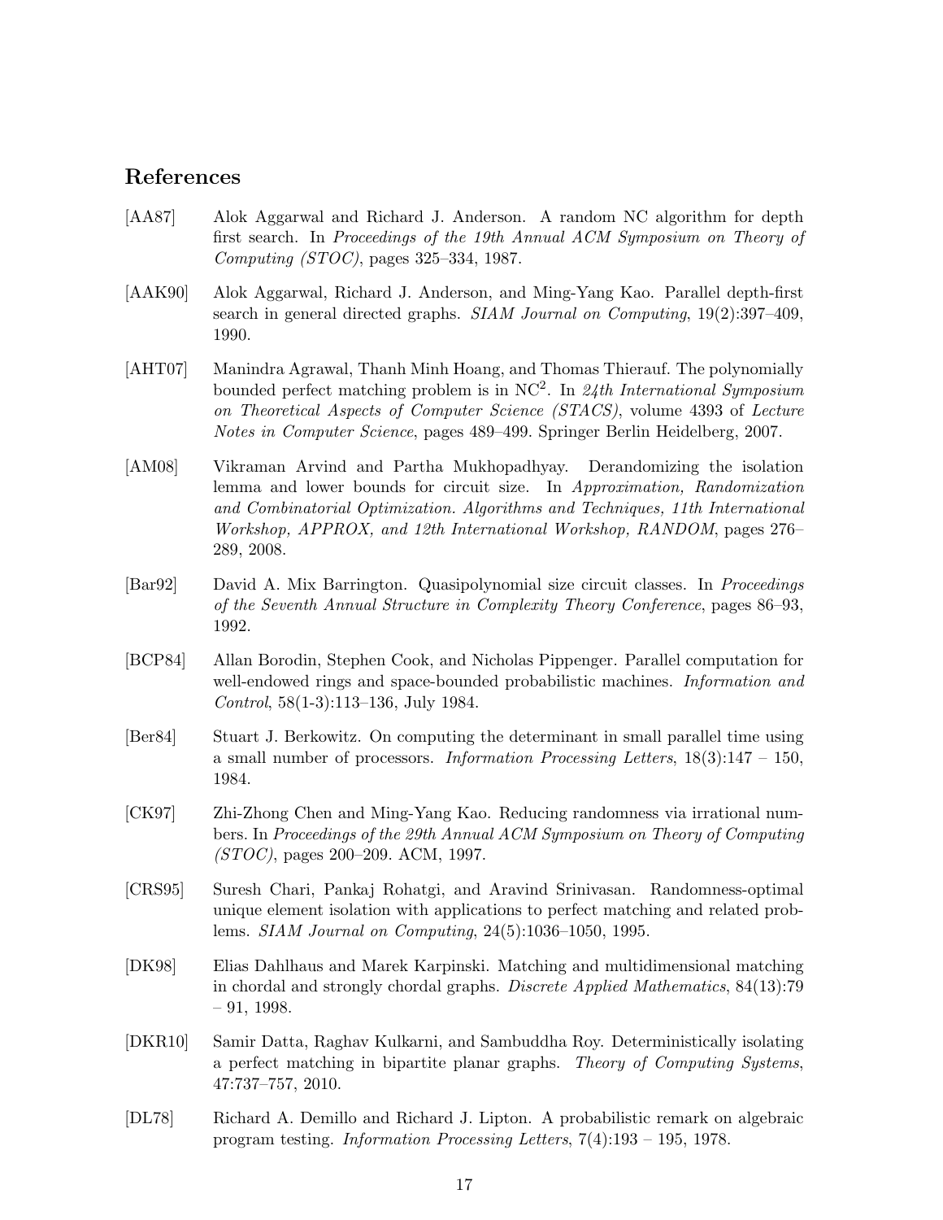## References

[AA87] Alok Aggarwal and Richard J. Anderson. A random NC algorithm for depth first search. In *Proceedings of the 19th Annual ACM Symposium on Theory of Computing (STOC)*, pages 325–334, 1987.

[AAK90] Alok Aggarwal, Richard J. Anderson, and Ming-Yang Kao. Parallel depth-first search in general directed graphs. *SIAM Journal on Computing*, 19(2):397–409, 1990.

[AHT07] Manindra Agrawal, Thanh Minh Hoang, and Thomas Thierauf. The polynomially bounded perfect matching problem is in $\mathrm{NC}^2$. In *24th International Symposium on Theoretical Aspects of Computer Science (STACS)*, volume 4393 of *Lecture Notes in Computer Science*, pages 489–499. Springer Berlin Heidelberg, 2007.

[AM08] Vikraman Arvind and Partha Mukhopadhyay. Derandomizing the isolation lemma and lower bounds for circuit size. In *Approximation, Randomization and Combinatorial Optimization. Algorithms and Techniques, 11th International Workshop, APPROX, and 12th International Workshop, RANDOM*, pages 276–289, 2008.

[Bar92] David A. Mix Barrington. Quasipolynomial size circuit classes. In *Proceedings of the Seventh Annual Structure in Complexity Theory Conference*, pages 86–93, 1992.

[BCP84] Allan Borodin, Stephen Cook, and Nicholas Pippenger. Parallel computation for well-endowed rings and space-bounded probabilistic machines. *Information and Control*, 58(1-3):113–136, July 1984.

[Ber84] Stuart J. Berkowitz. On computing the determinant in small parallel time using a small number of processors. *Information Processing Letters*, 18(3):147 – 150, 1984.

[CK97] Zhi-Zhong Chen and Ming-Yang Kao. Reducing randomness via irrational numbers. In *Proceedings of the 29th Annual ACM Symposium on Theory of Computing (STOC)*, pages 200–209. ACM, 1997.

[CRS95] Suresh Chari, Pankaj Rohatgi, and Aravind Srinivasan. Randomness-optimal unique element isolation with applications to perfect matching and related problems. *SIAM Journal on Computing*, 24(5):1036–1050, 1995.

[DK98] Elias Dahlhaus and Marek Karpinski. Matching and multidimensional matching in chordal and strongly chordal graphs. *Discrete Applied Mathematics*, 84(13):79 – 91, 1998.

[DKR10] Samir Datta, Raghav Kulkarni, and Sambuddha Roy. Deterministically isolating a perfect matching in bipartite planar graphs. *Theory of Computing Systems*, 47:737–757, 2010.

[DL78] Richard A. Demillo and Richard J. Lipton. A probabilistic remark on algebraic program testing. *Information Processing Letters*, 7(4):193 – 195, 1978.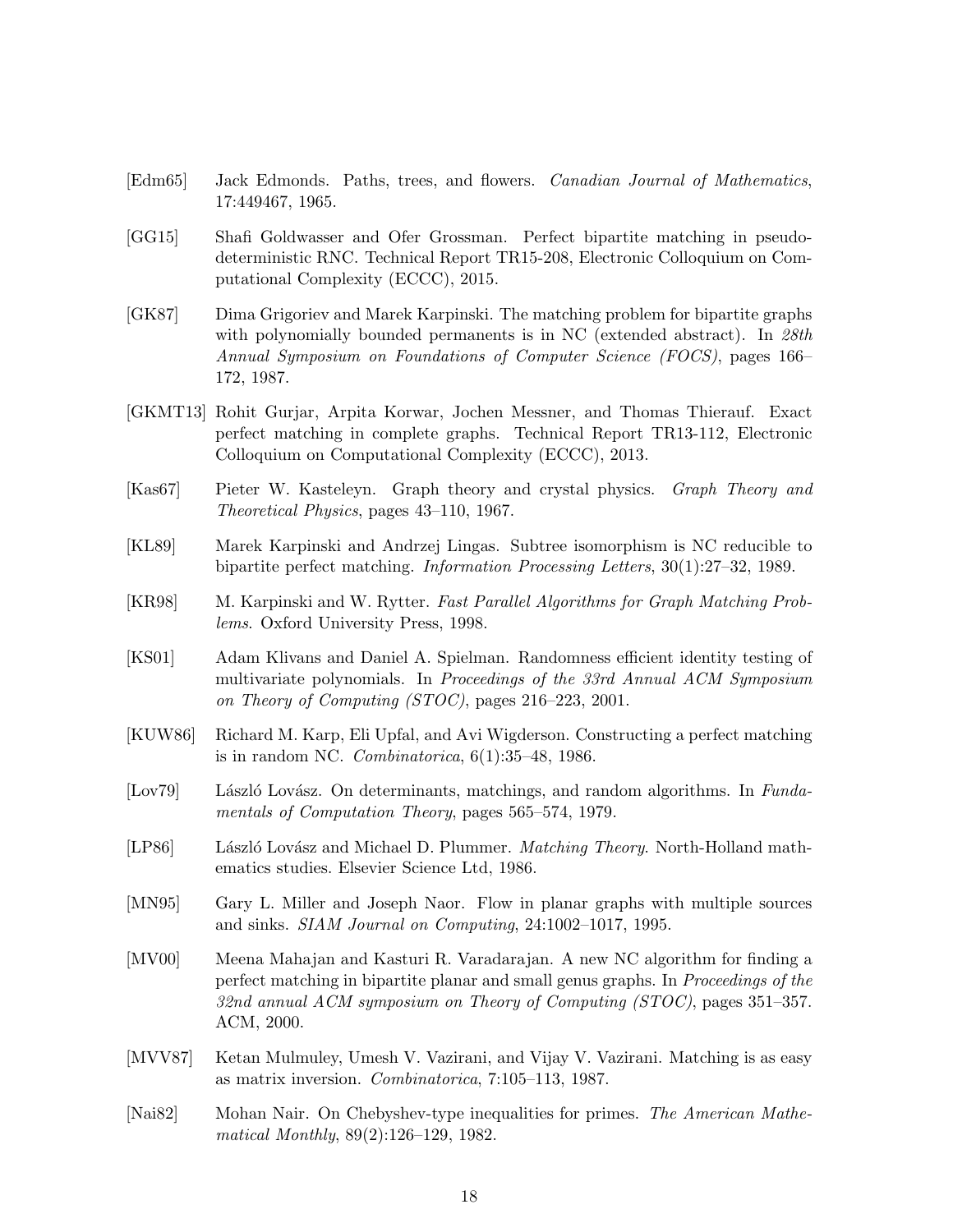[Edm65] Jack Edmonds. Paths, trees, and flowers. *Canadian Journal of Mathematics*, 17:449467, 1965.

[GG15] Shafi Goldwasser and Ofer Grossman. Perfect bipartite matching in pseudo-deterministic RNC. Technical Report TR15-208, Electronic Colloquium on Computational Complexity (ECCC), 2015.

[GK87] Dima Grigoriev and Marek Karpinski. The matching problem for bipartite graphs with polynomially bounded permanents is in NC (extended abstract). In *28th Annual Symposium on Foundations of Computer Science (FOCS)*, pages 166–172, 1987.

[GKMT13] Rohit Gurjar, Arpita Korwar, Jochen Messner, and Thomas Thierauf. Exact perfect matching in complete graphs. Technical Report TR13-112, Electronic Colloquium on Computational Complexity (ECCC), 2013.

[Kas67] Pieter W. Kasteleyn. Graph theory and crystal physics. *Graph Theory and Theoretical Physics*, pages 43–110, 1967.

[KL89] Marek Karpinski and Andrzej Lingas. Subtree isomorphism is NC reducible to bipartite perfect matching. *Information Processing Letters*, 30(1):27–32, 1989.

[KR98] M. Karpinski and W. Rytter. *Fast Parallel Algorithms for Graph Matching Problems*. Oxford University Press, 1998.

[KS01] Adam Klivans and Daniel A. Spielman. Randomness efficient identity testing of multivariate polynomials. In *Proceedings of the 33rd Annual ACM Symposium on Theory of Computing (STOC)*, pages 216–223, 2001.

[KUW86] Richard M. Karp, Eli Upfal, and Avi Wigderson. Constructing a perfect matching is in random NC. *Combinatorica*, 6(1):35–48, 1986.

[Lov79] László Lovász. On determinants, matchings, and random algorithms. In *Fundamentals of Computation Theory*, pages 565–574, 1979.

[LP86] László Lovász and Michael D. Plummer. *Matching Theory*. North-Holland mathematics studies. Elsevier Science Ltd, 1986.

[MN95] Gary L. Miller and Joseph Naor. Flow in planar graphs with multiple sources and sinks. *SIAM Journal on Computing*, 24:1002–1017, 1995.

[MV00] Meena Mahajan and Kasturi R. Varadarajan. A new NC algorithm for finding a perfect matching in bipartite planar and small genus graphs. In *Proceedings of the 32nd annual ACM symposium on Theory of Computing (STOC)*, pages 351–357. ACM, 2000.

[MVV87] Ketan Mulmuley, Umesh V. Vazirani, and Vijay V. Vazirani. Matching is as easy as matrix inversion. *Combinatorica*, 7:105–113, 1987.

[Nai82] Mohan Nair. On Chebyshev-type inequalities for primes. *The American Mathematical Monthly*, 89(2):126–129, 1982.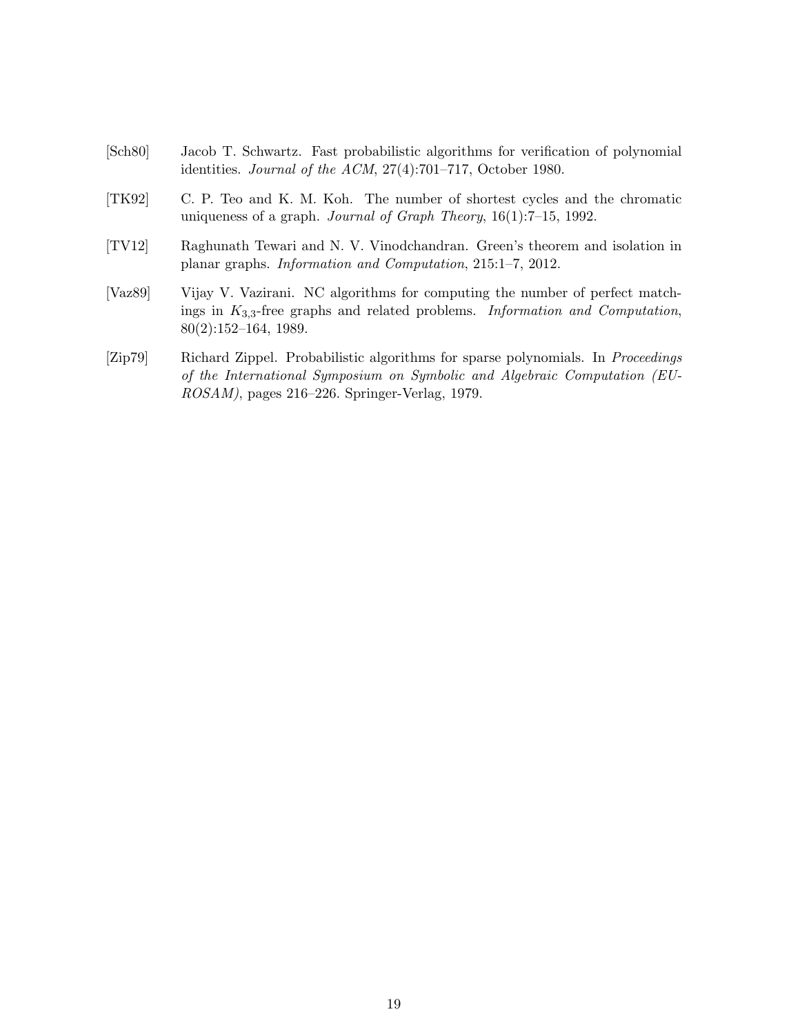[Sch80] Jacob T. Schwartz. Fast probabilistic algorithms for verification of polynomial identities. *Journal of the ACM*, 27(4):701–717, October 1980.

[TK92] C. P. Teo and K. M. Koh. The number of shortest cycles and the chromatic uniqueness of a graph. *Journal of Graph Theory*, 16(1):7–15, 1992.

[TV12] Raghunath Tewari and N. V. Vinodchandran. Green's theorem and isolation in planar graphs. *Information and Computation*, 215:1–7, 2012.

[Vaz89] Vijay V. Vazirani. NC algorithms for computing the number of perfect matchings in $K_{3,3}$-free graphs and related problems. *Information and Computation*, 80(2):152–164, 1989.

[Zip79] Richard Zippel. Probabilistic algorithms for sparse polynomials. In *Proceedings of the International Symposium on Symbolic and Algebraic Computation (EUROSAM)*, pages 216–226. Springer-Verlag, 1979.